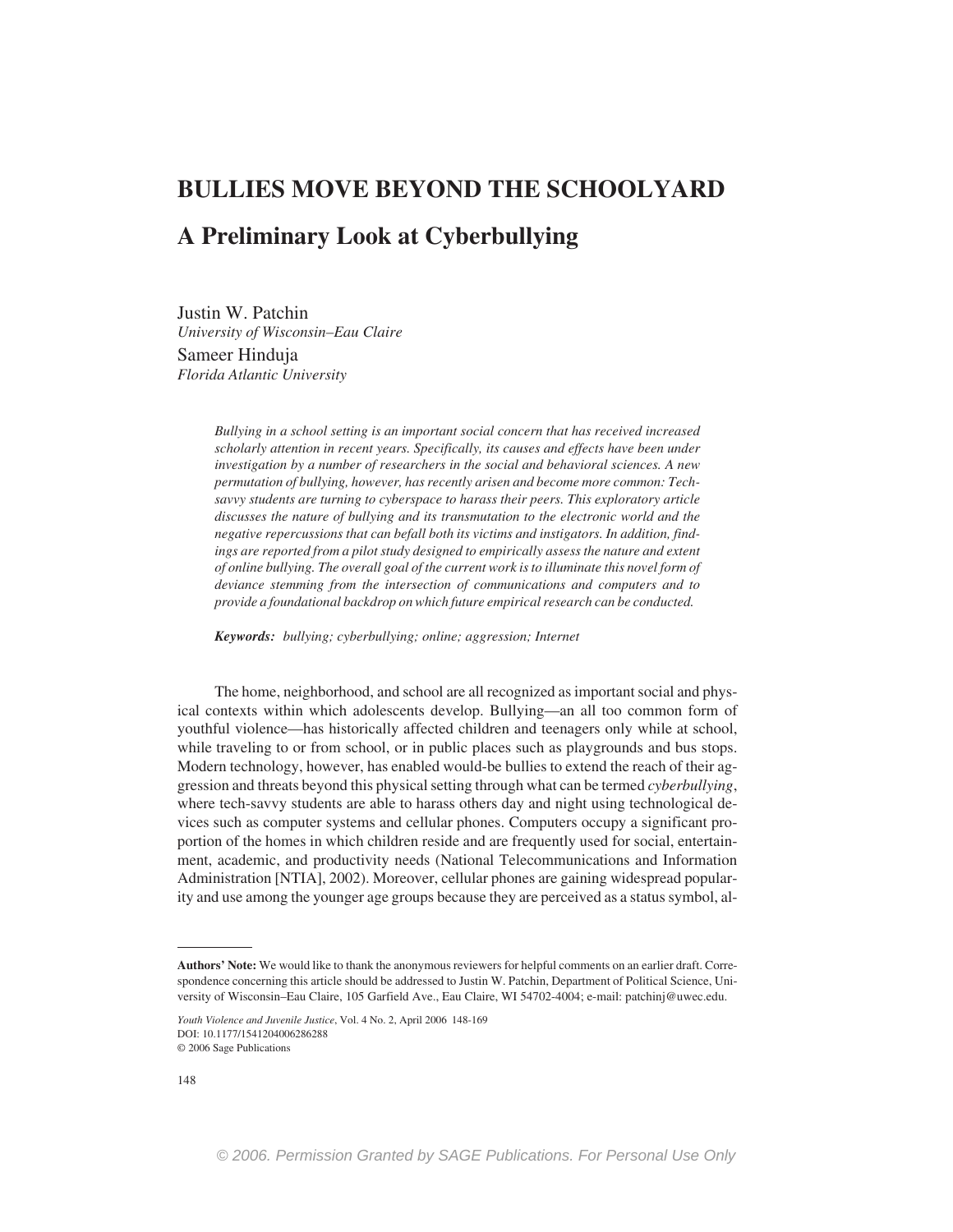# BULLIES MOVE BEYOND THE SCHOOLYARD

## A Preliminary Look at Cyberbullying

Justin W. Patchin
*University of Wisconsin–Eau Claire*
Sameer Hinduja
*Florida Atlantic University*

*Bullying in a school setting is an important social concern that has received increased scholarly attention in recent years. Specifically, its causes and effects have been under investigation by a number of researchers in the social and behavioral sciences. A new permutation of bullying, however, has recently arisen and become more common: Tech-savvy students are turning to cyberspace to harass their peers. This exploratory article discusses the nature of bullying and its transmutation to the electronic world and the negative repercussions that can befall both its victims and instigators. In addition, findings are reported from a pilot study designed to empirically assess the nature and extent of online bullying. The overall goal of the current work is to illuminate this novel form of deviance stemming from the intersection of communications and computers and to provide a foundational backdrop on which future empirical research can be conducted.*

***Keywords:*** *bullying; cyberbullying; online; aggression; Internet*

The home, neighborhood, and school are all recognized as important social and physical contexts within which adolescents develop. Bullying—an all too common form of youthful violence—has historically affected children and teenagers only while at school, while traveling to or from school, or in public places such as playgrounds and bus stops. Modern technology, however, has enabled would-be bullies to extend the reach of their aggression and threats beyond this physical setting through what can be termed *cyberbullying*, where tech-savvy students are able to harass others day and night using technological devices such as computer systems and cellular phones. Computers occupy a significant proportion of the homes in which children reside and are frequently used for social, entertainment, academic, and productivity needs (National Telecommunications and Information Administration [NTIA], 2002). Moreover, cellular phones are gaining widespread popularity and use among the younger age groups because they are perceived as a status symbol, al-

**Authors' Note:** We would like to thank the anonymous reviewers for helpful comments on an earlier draft. Correspondence concerning this article should be addressed to Justin W. Patchin, Department of Political Science, University of Wisconsin–Eau Claire, 105 Garfield Ave., Eau Claire, WI 54702-4004; e-mail: patchinj@uwec.edu.

*Youth Violence and Juvenile Justice*, Vol. 4 No. 2, April 2006 148-169
DOI: 10.1177/1541204006286288
© 2006 Sage Publications

© 2006. Permission Granted by SAGE Publications. For Personal Use Only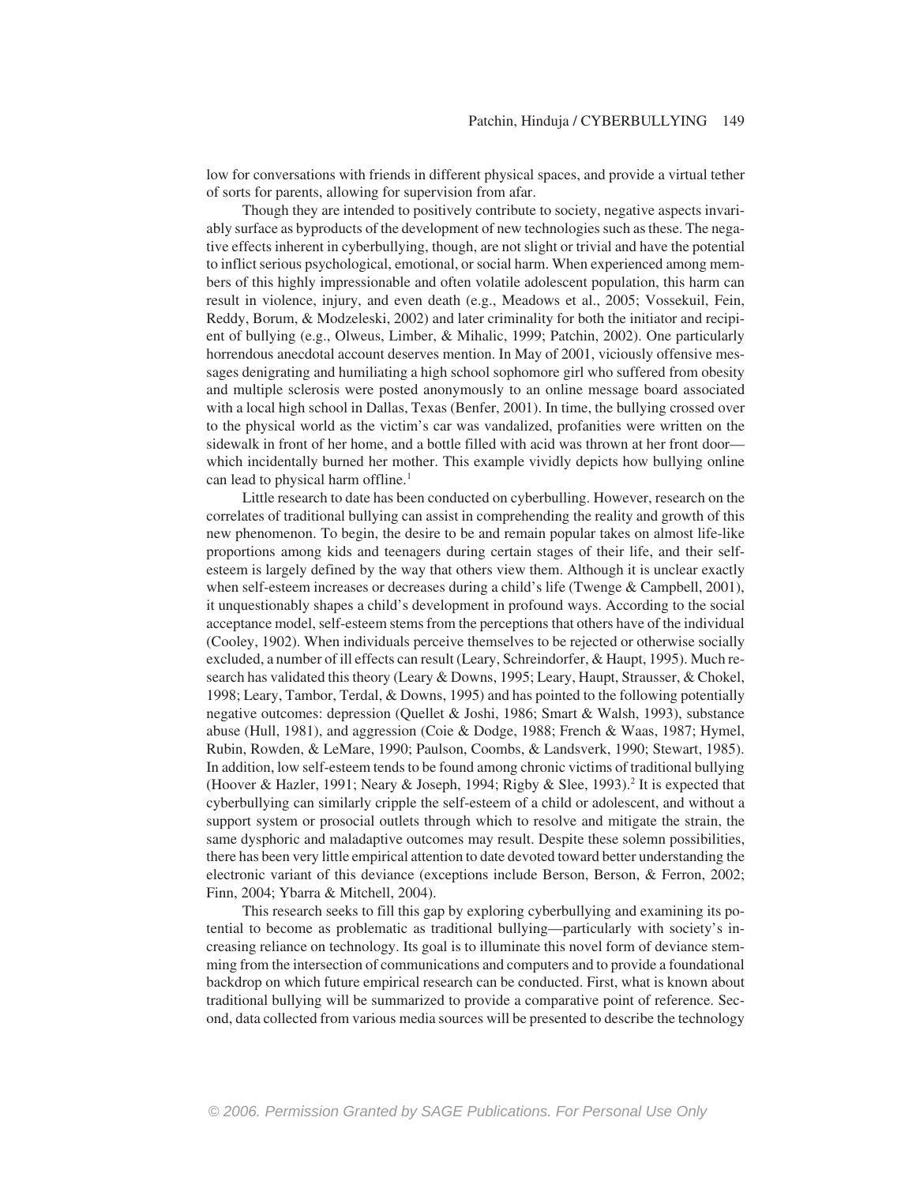low for conversations with friends in different physical spaces, and provide a virtual tether of sorts for parents, allowing for supervision from afar.

Though they are intended to positively contribute to society, negative aspects invariably surface as byproducts of the development of new technologies such as these. The negative effects inherent in cyberbullying, though, are not slight or trivial and have the potential to inflict serious psychological, emotional, or social harm. When experienced among members of this highly impressionable and often volatile adolescent population, this harm can result in violence, injury, and even death (e.g., Meadows et al., 2005; Vossekuil, Fein, Reddy, Borum, & Modzeleski, 2002) and later criminality for both the initiator and recipient of bullying (e.g., Olweus, Limber, & Mihalic, 1999; Patchin, 2002). One particularly horrendous anecdotal account deserves mention. In May of 2001, viciously offensive messages denigrating and humiliating a high school sophomore girl who suffered from obesity and multiple sclerosis were posted anonymously to an online message board associated with a local high school in Dallas, Texas (Benfer, 2001). In time, the bullying crossed over to the physical world as the victim's car was vandalized, profanities were written on the sidewalk in front of her home, and a bottle filled with acid was thrown at her front door—which incidentally burned her mother. This example vividly depicts how bullying online can lead to physical harm offline.[1]

Little research to date has been conducted on cyberbulling. However, research on the correlates of traditional bullying can assist in comprehending the reality and growth of this new phenomenon. To begin, the desire to be and remain popular takes on almost life-like proportions among kids and teenagers during certain stages of their life, and their self-esteem is largely defined by the way that others view them. Although it is unclear exactly when self-esteem increases or decreases during a child's life (Twenge & Campbell, 2001), it unquestionably shapes a child's development in profound ways. According to the social acceptance model, self-esteem stems from the perceptions that others have of the individual (Cooley, 1902). When individuals perceive themselves to be rejected or otherwise socially excluded, a number of ill effects can result (Leary, Schreindorfer, & Haupt, 1995). Much research has validated this theory (Leary & Downs, 1995; Leary, Haupt, Strausser, & Chokel, 1998; Leary, Tambor, Terdal, & Downs, 1995) and has pointed to the following potentially negative outcomes: depression (Quellet & Joshi, 1986; Smart & Walsh, 1993), substance abuse (Hull, 1981), and aggression (Coie & Dodge, 1988; French & Waas, 1987; Hymel, Rubin, Rowden, & LeMare, 1990; Paulson, Coombs, & Landsverk, 1990; Stewart, 1985). In addition, low self-esteem tends to be found among chronic victims of traditional bullying (Hoover & Hazler, 1991; Neary & Joseph, 1994; Rigby & Slee, 1993).[2] It is expected that cyberbullying can similarly cripple the self-esteem of a child or adolescent, and without a support system or prosocial outlets through which to resolve and mitigate the strain, the same dysphoric and maladaptive outcomes may result. Despite these solemn possibilities, there has been very little empirical attention to date devoted toward better understanding the electronic variant of this deviance (exceptions include Berson, Berson, & Ferron, 2002; Finn, 2004; Ybarra & Mitchell, 2004).

This research seeks to fill this gap by exploring cyberbullying and examining its potential to become as problematic as traditional bullying—particularly with society's increasing reliance on technology. Its goal is to illuminate this novel form of deviance stemming from the intersection of communications and computers and to provide a foundational backdrop on which future empirical research can be conducted. First, what is known about traditional bullying will be summarized to provide a comparative point of reference. Second, data collected from various media sources will be presented to describe the technology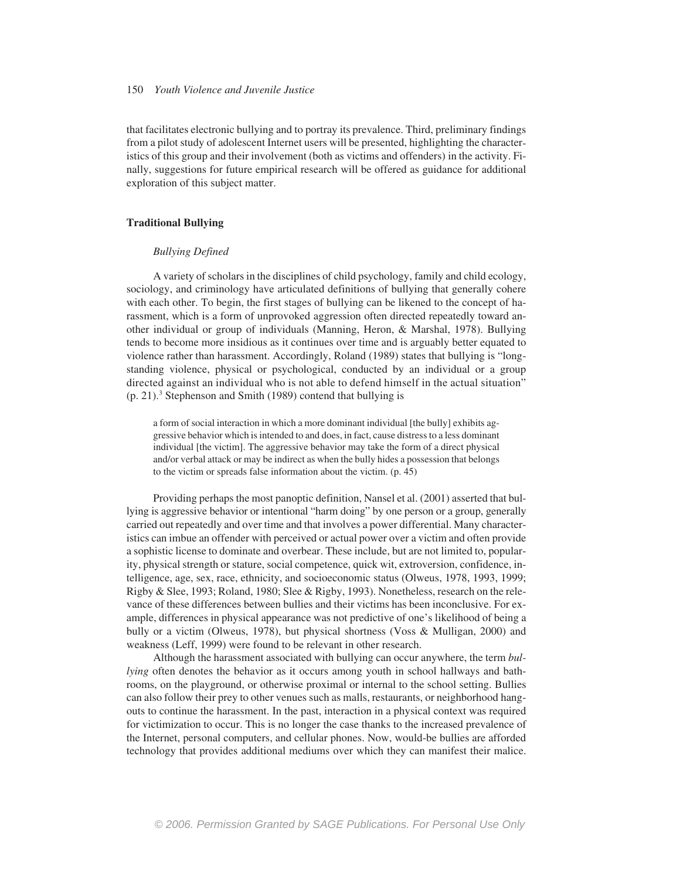that facilitates electronic bullying and to portray its prevalence. Third, preliminary findings from a pilot study of adolescent Internet users will be presented, highlighting the characteristics of this group and their involvement (both as victims and offenders) in the activity. Finally, suggestions for future empirical research will be offered as guidance for additional exploration of this subject matter.

## Traditional Bullying

### *Bullying Defined*

A variety of scholars in the disciplines of child psychology, family and child ecology, sociology, and criminology have articulated definitions of bullying that generally cohere with each other. To begin, the first stages of bullying can be likened to the concept of harassment, which is a form of unprovoked aggression often directed repeatedly toward another individual or group of individuals (Manning, Heron, & Marshal, 1978). Bullying tends to become more insidious as it continues over time and is arguably better equated to violence rather than harassment. Accordingly, Roland (1989) states that bullying is "long-standing violence, physical or psychological, conducted by an individual or a group directed against an individual who is not able to defend himself in the actual situation" (p. 21).[3] Stephenson and Smith (1989) contend that bullying is

> a form of social interaction in which a more dominant individual [the bully] exhibits aggressive behavior which is intended to and does, in fact, cause distress to a less dominant individual [the victim]. The aggressive behavior may take the form of a direct physical and/or verbal attack or may be indirect as when the bully hides a possession that belongs to the victim or spreads false information about the victim. (p. 45)

Providing perhaps the most panoptic definition, Nansel et al. (2001) asserted that bullying is aggressive behavior or intentional "harm doing" by one person or a group, generally carried out repeatedly and over time and that involves a power differential. Many characteristics can imbue an offender with perceived or actual power over a victim and often provide a sophistic license to dominate and overbear. These include, but are not limited to, popularity, physical strength or stature, social competence, quick wit, extroversion, confidence, intelligence, age, sex, race, ethnicity, and socioeconomic status (Olweus, 1978, 1993, 1999; Rigby & Slee, 1993; Roland, 1980; Slee & Rigby, 1993). Nonetheless, research on the relevance of these differences between bullies and their victims has been inconclusive. For example, differences in physical appearance was not predictive of one's likelihood of being a bully or a victim (Olweus, 1978), but physical shortness (Voss & Mulligan, 2000) and weakness (Leff, 1999) were found to be relevant in other research.

Although the harassment associated with bullying can occur anywhere, the term *bullying* often denotes the behavior as it occurs among youth in school hallways and bathrooms, on the playground, or otherwise proximal or internal to the school setting. Bullies can also follow their prey to other venues such as malls, restaurants, or neighborhood hangouts to continue the harassment. In the past, interaction in a physical context was required for victimization to occur. This is no longer the case thanks to the increased prevalence of the Internet, personal computers, and cellular phones. Now, would-be bullies are afforded technology that provides additional mediums over which they can manifest their malice.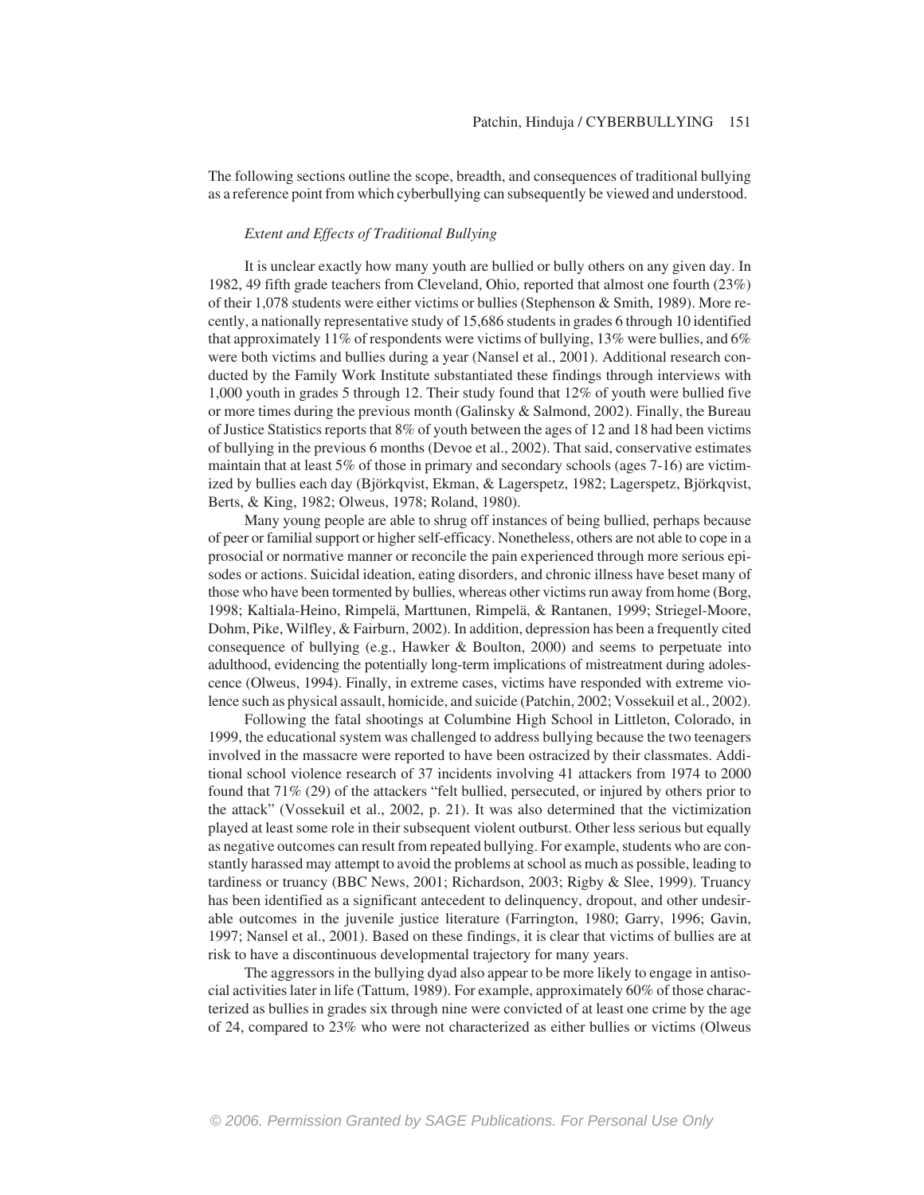The following sections outline the scope, breadth, and consequences of traditional bullying as a reference point from which cyberbullying can subsequently be viewed and understood.

### *Extent and Effects of Traditional Bullying*

It is unclear exactly how many youth are bullied or bully others on any given day. In 1982, 49 fifth grade teachers from Cleveland, Ohio, reported that almost one fourth (23%) of their 1,078 students were either victims or bullies (Stephenson & Smith, 1989). More recently, a nationally representative study of 15,686 students in grades 6 through 10 identified that approximately 11% of respondents were victims of bullying, 13% were bullies, and 6% were both victims and bullies during a year (Nansel et al., 2001). Additional research conducted by the Family Work Institute substantiated these findings through interviews with 1,000 youth in grades 5 through 12. Their study found that 12% of youth were bullied five or more times during the previous month (Galinsky & Salmond, 2002). Finally, the Bureau of Justice Statistics reports that 8% of youth between the ages of 12 and 18 had been victims of bullying in the previous 6 months (Devoe et al., 2002). That said, conservative estimates maintain that at least 5% of those in primary and secondary schools (ages 7-16) are victimized by bullies each day (Björkqvist, Ekman, & Lagerspetz, 1982; Lagerspetz, Björkqvist, Berts, & King, 1982; Olweus, 1978; Roland, 1980).

Many young people are able to shrug off instances of being bullied, perhaps because of peer or familial support or higher self-efficacy. Nonetheless, others are not able to cope in a prosocial or normative manner or reconcile the pain experienced through more serious episodes or actions. Suicidal ideation, eating disorders, and chronic illness have beset many of those who have been tormented by bullies, whereas other victims run away from home (Borg, 1998; Kaltiala-Heino, Rimpelä, Marttunen, Rimpelä, & Rantanen, 1999; Striegel-Moore, Dohm, Pike, Wilfley, & Fairburn, 2002). In addition, depression has been a frequently cited consequence of bullying (e.g., Hawker & Boulton, 2000) and seems to perpetuate into adulthood, evidencing the potentially long-term implications of mistreatment during adolescence (Olweus, 1994). Finally, in extreme cases, victims have responded with extreme violence such as physical assault, homicide, and suicide (Patchin, 2002; Vossekuil et al., 2002).

Following the fatal shootings at Columbine High School in Littleton, Colorado, in 1999, the educational system was challenged to address bullying because the two teenagers involved in the massacre were reported to have been ostracized by their classmates. Additional school violence research of 37 incidents involving 41 attackers from 1974 to 2000 found that 71% (29) of the attackers "felt bullied, persecuted, or injured by others prior to the attack" (Vossekuil et al., 2002, p. 21). It was also determined that the victimization played at least some role in their subsequent violent outburst. Other less serious but equally as negative outcomes can result from repeated bullying. For example, students who are constantly harassed may attempt to avoid the problems at school as much as possible, leading to tardiness or truancy (BBC News, 2001; Richardson, 2003; Rigby & Slee, 1999). Truancy has been identified as a significant antecedent to delinquency, dropout, and other undesirable outcomes in the juvenile justice literature (Farrington, 1980; Garry, 1996; Gavin, 1997; Nansel et al., 2001). Based on these findings, it is clear that victims of bullies are at risk to have a discontinuous developmental trajectory for many years.

The aggressors in the bullying dyad also appear to be more likely to engage in antisocial activities later in life (Tattum, 1989). For example, approximately 60% of those characterized as bullies in grades six through nine were convicted of at least one crime by the age of 24, compared to 23% who were not characterized as either bullies or victims (Olweus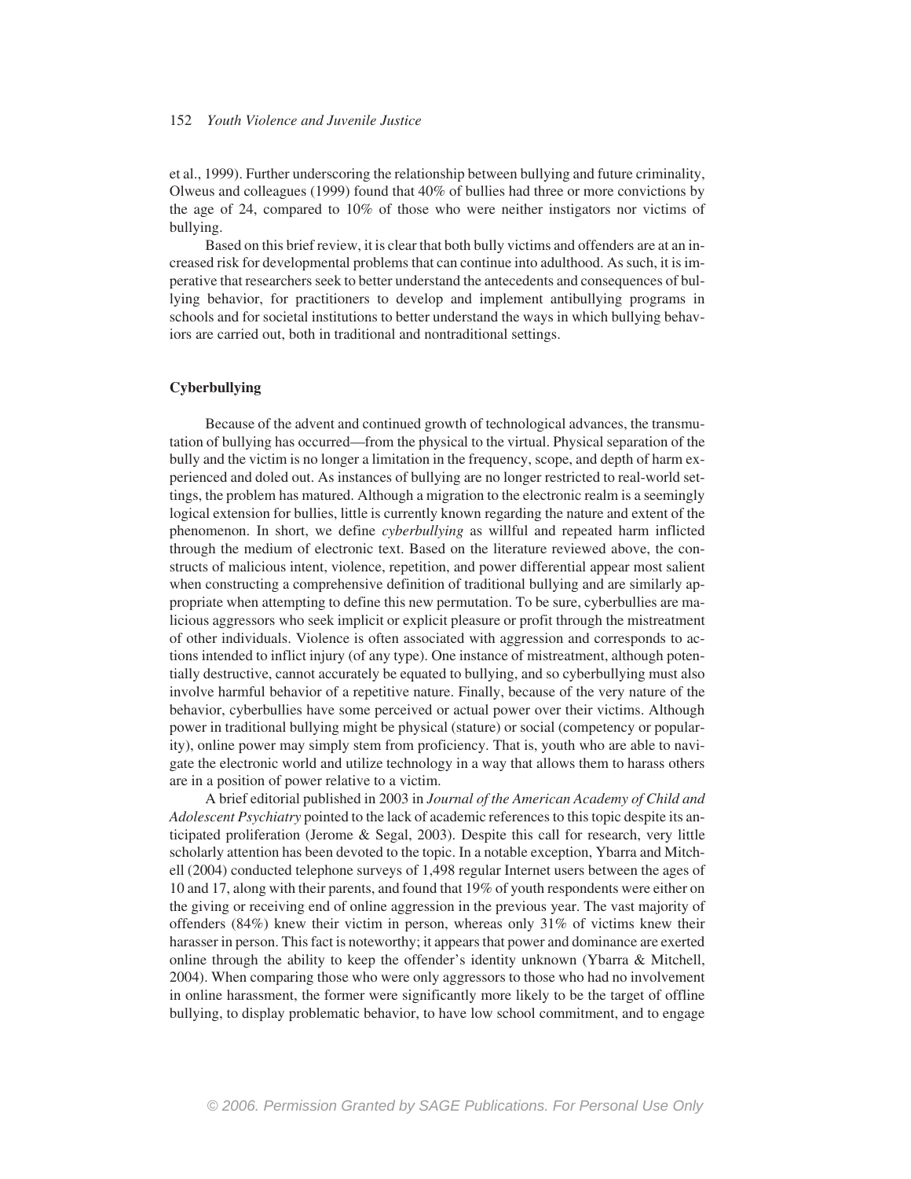et al., 1999). Further underscoring the relationship between bullying and future criminality, Olweus and colleagues (1999) found that 40% of bullies had three or more convictions by the age of 24, compared to 10% of those who were neither instigators nor victims of bullying.

Based on this brief review, it is clear that both bully victims and offenders are at an increased risk for developmental problems that can continue into adulthood. As such, it is imperative that researchers seek to better understand the antecedents and consequences of bullying behavior, for practitioners to develop and implement antibullying programs in schools and for societal institutions to better understand the ways in which bullying behaviors are carried out, both in traditional and nontraditional settings.

### Cyberbullying

Because of the advent and continued growth of technological advances, the transmutation of bullying has occurred—from the physical to the virtual. Physical separation of the bully and the victim is no longer a limitation in the frequency, scope, and depth of harm experienced and doled out. As instances of bullying are no longer restricted to real-world settings, the problem has matured. Although a migration to the electronic realm is a seemingly logical extension for bullies, little is currently known regarding the nature and extent of the phenomenon. In short, we define *cyberbullying* as willful and repeated harm inflicted through the medium of electronic text. Based on the literature reviewed above, the constructs of malicious intent, violence, repetition, and power differential appear most salient when constructing a comprehensive definition of traditional bullying and are similarly appropriate when attempting to define this new permutation. To be sure, cyberbullies are malicious aggressors who seek implicit or explicit pleasure or profit through the mistreatment of other individuals. Violence is often associated with aggression and corresponds to actions intended to inflict injury (of any type). One instance of mistreatment, although potentially destructive, cannot accurately be equated to bullying, and so cyberbullying must also involve harmful behavior of a repetitive nature. Finally, because of the very nature of the behavior, cyberbullies have some perceived or actual power over their victims. Although power in traditional bullying might be physical (stature) or social (competency or popularity), online power may simply stem from proficiency. That is, youth who are able to navigate the electronic world and utilize technology in a way that allows them to harass others are in a position of power relative to a victim.

A brief editorial published in 2003 in *Journal of the American Academy of Child and Adolescent Psychiatry* pointed to the lack of academic references to this topic despite its anticipated proliferation (Jerome & Segal, 2003). Despite this call for research, very little scholarly attention has been devoted to the topic. In a notable exception, Ybarra and Mitchell (2004) conducted telephone surveys of 1,498 regular Internet users between the ages of 10 and 17, along with their parents, and found that 19% of youth respondents were either on the giving or receiving end of online aggression in the previous year. The vast majority of offenders (84%) knew their victim in person, whereas only 31% of victims knew their harasser in person. This fact is noteworthy; it appears that power and dominance are exerted online through the ability to keep the offender's identity unknown (Ybarra & Mitchell, 2004). When comparing those who were only aggressors to those who had no involvement in online harassment, the former were significantly more likely to be the target of offline bullying, to display problematic behavior, to have low school commitment, and to engage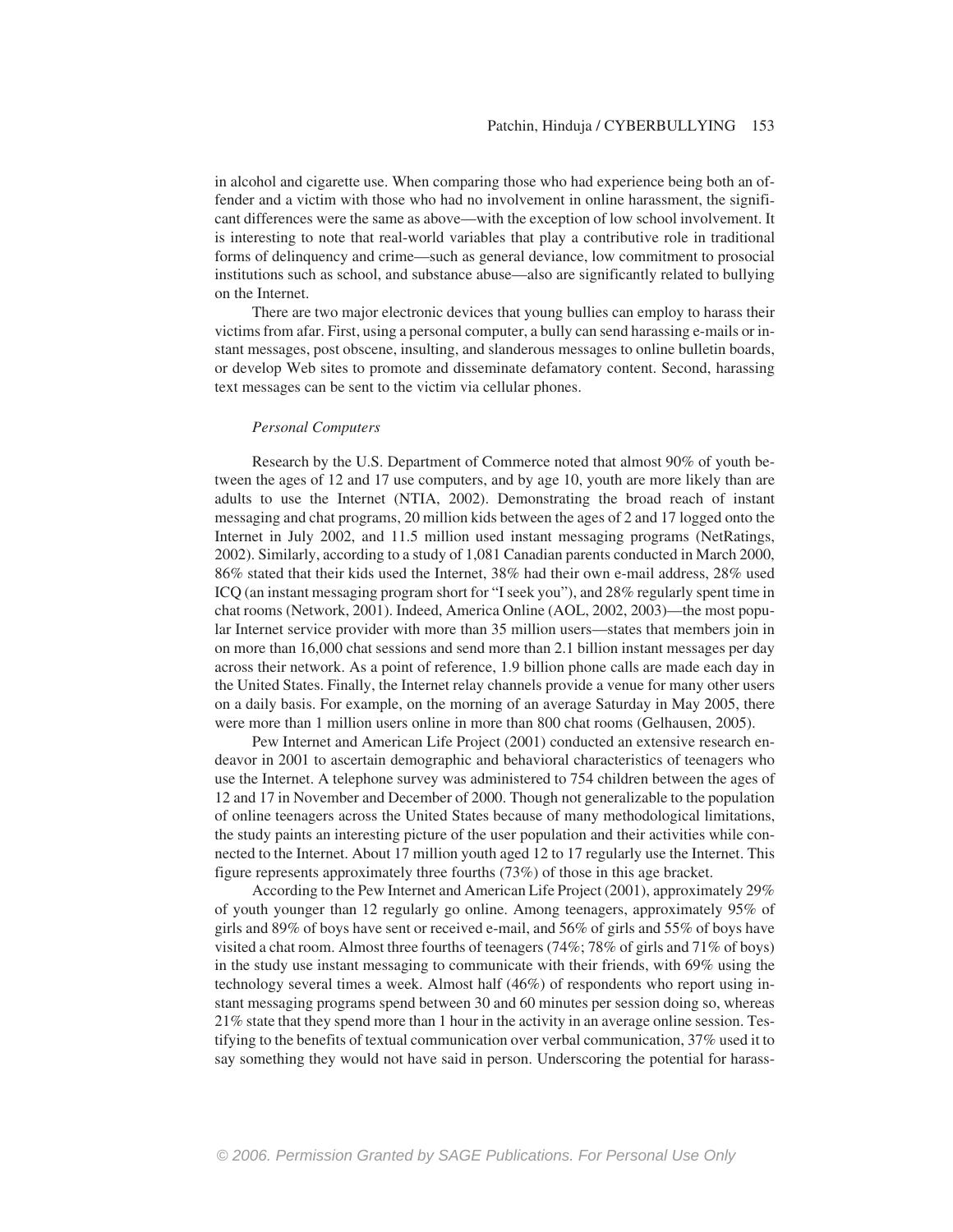in alcohol and cigarette use. When comparing those who had experience being both an offender and a victim with those who had no involvement in online harassment, the significant differences were the same as above—with the exception of low school involvement. It is interesting to note that real-world variables that play a contributive role in traditional forms of delinquency and crime—such as general deviance, low commitment to prosocial institutions such as school, and substance abuse—also are significantly related to bullying on the Internet.

There are two major electronic devices that young bullies can employ to harass their victims from afar. First, using a personal computer, a bully can send harassing e-mails or instant messages, post obscene, insulting, and slanderous messages to online bulletin boards, or develop Web sites to promote and disseminate defamatory content. Second, harassing text messages can be sent to the victim via cellular phones.

*Personal Computers*

Research by the U.S. Department of Commerce noted that almost 90% of youth between the ages of 12 and 17 use computers, and by age 10, youth are more likely than are adults to use the Internet (NTIA, 2002). Demonstrating the broad reach of instant messaging and chat programs, 20 million kids between the ages of 2 and 17 logged onto the Internet in July 2002, and 11.5 million used instant messaging programs (NetRatings, 2002). Similarly, according to a study of 1,081 Canadian parents conducted in March 2000, 86% stated that their kids used the Internet, 38% had their own e-mail address, 28% used ICQ (an instant messaging program short for "I seek you"), and 28% regularly spent time in chat rooms (Network, 2001). Indeed, America Online (AOL, 2002, 2003)—the most popular Internet service provider with more than 35 million users—states that members join in on more than 16,000 chat sessions and send more than 2.1 billion instant messages per day across their network. As a point of reference, 1.9 billion phone calls are made each day in the United States. Finally, the Internet relay channels provide a venue for many other users on a daily basis. For example, on the morning of an average Saturday in May 2005, there were more than 1 million users online in more than 800 chat rooms (Gelhausen, 2005).

Pew Internet and American Life Project (2001) conducted an extensive research endeavor in 2001 to ascertain demographic and behavioral characteristics of teenagers who use the Internet. A telephone survey was administered to 754 children between the ages of 12 and 17 in November and December of 2000. Though not generalizable to the population of online teenagers across the United States because of many methodological limitations, the study paints an interesting picture of the user population and their activities while connected to the Internet. About 17 million youth aged 12 to 17 regularly use the Internet. This figure represents approximately three fourths (73%) of those in this age bracket.

According to the Pew Internet and American Life Project (2001), approximately 29% of youth younger than 12 regularly go online. Among teenagers, approximately 95% of girls and 89% of boys have sent or received e-mail, and 56% of girls and 55% of boys have visited a chat room. Almost three fourths of teenagers (74%; 78% of girls and 71% of boys) in the study use instant messaging to communicate with their friends, with 69% using the technology several times a week. Almost half (46%) of respondents who report using instant messaging programs spend between 30 and 60 minutes per session doing so, whereas 21% state that they spend more than 1 hour in the activity in an average online session. Testifying to the benefits of textual communication over verbal communication, 37% used it to say something they would not have said in person. Underscoring the potential for harass-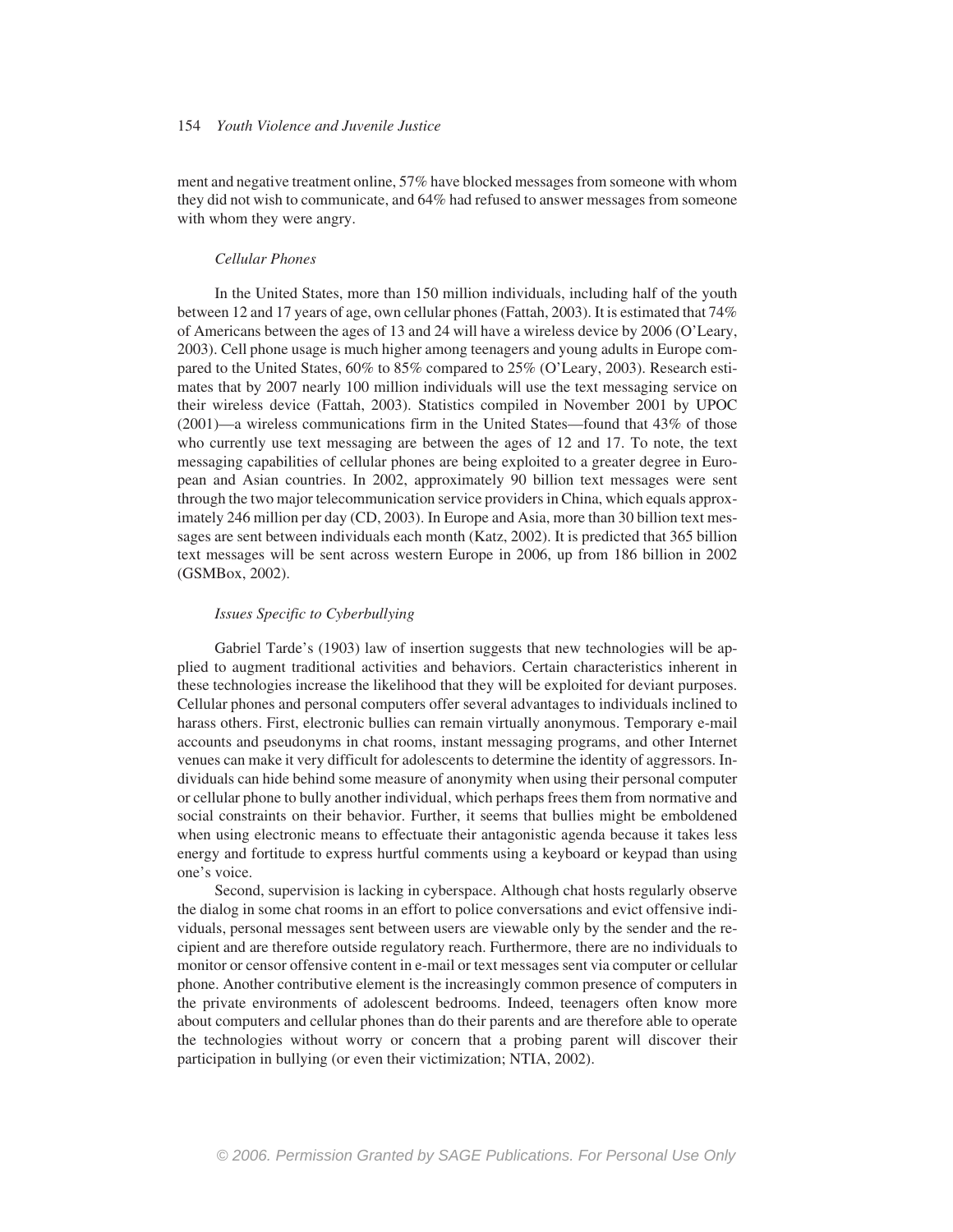ment and negative treatment online, 57% have blocked messages from someone with whom they did not wish to communicate, and 64% had refused to answer messages from someone with whom they were angry.

### *Cellular Phones*

In the United States, more than 150 million individuals, including half of the youth between 12 and 17 years of age, own cellular phones (Fattah, 2003). It is estimated that 74% of Americans between the ages of 13 and 24 will have a wireless device by 2006 (O'Leary, 2003). Cell phone usage is much higher among teenagers and young adults in Europe compared to the United States, 60% to 85% compared to 25% (O'Leary, 2003). Research estimates that by 2007 nearly 100 million individuals will use the text messaging service on their wireless device (Fattah, 2003). Statistics compiled in November 2001 by UPOC (2001)—a wireless communications firm in the United States—found that 43% of those who currently use text messaging are between the ages of 12 and 17. To note, the text messaging capabilities of cellular phones are being exploited to a greater degree in European and Asian countries. In 2002, approximately 90 billion text messages were sent through the two major telecommunication service providers in China, which equals approximately 246 million per day (CD, 2003). In Europe and Asia, more than 30 billion text messages are sent between individuals each month (Katz, 2002). It is predicted that 365 billion text messages will be sent across western Europe in 2006, up from 186 billion in 2002 (GSMBox, 2002).

### *Issues Specific to Cyberbullying*

Gabriel Tarde's (1903) law of insertion suggests that new technologies will be applied to augment traditional activities and behaviors. Certain characteristics inherent in these technologies increase the likelihood that they will be exploited for deviant purposes. Cellular phones and personal computers offer several advantages to individuals inclined to harass others. First, electronic bullies can remain virtually anonymous. Temporary e-mail accounts and pseudonyms in chat rooms, instant messaging programs, and other Internet venues can make it very difficult for adolescents to determine the identity of aggressors. Individuals can hide behind some measure of anonymity when using their personal computer or cellular phone to bully another individual, which perhaps frees them from normative and social constraints on their behavior. Further, it seems that bullies might be emboldened when using electronic means to effectuate their antagonistic agenda because it takes less energy and fortitude to express hurtful comments using a keyboard or keypad than using one's voice.

Second, supervision is lacking in cyberspace. Although chat hosts regularly observe the dialog in some chat rooms in an effort to police conversations and evict offensive individuals, personal messages sent between users are viewable only by the sender and the recipient and are therefore outside regulatory reach. Furthermore, there are no individuals to monitor or censor offensive content in e-mail or text messages sent via computer or cellular phone. Another contributive element is the increasingly common presence of computers in the private environments of adolescent bedrooms. Indeed, teenagers often know more about computers and cellular phones than do their parents and are therefore able to operate the technologies without worry or concern that a probing parent will discover their participation in bullying (or even their victimization; NTIA, 2002).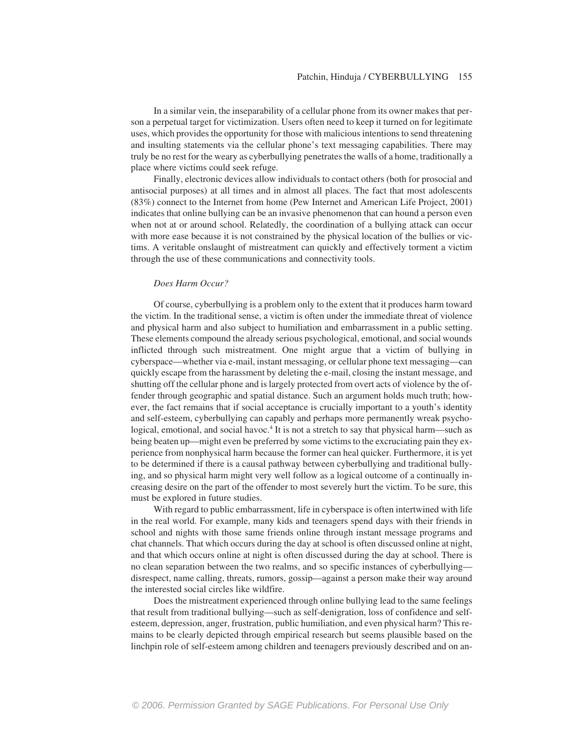In a similar vein, the inseparability of a cellular phone from its owner makes that person a perpetual target for victimization. Users often need to keep it turned on for legitimate uses, which provides the opportunity for those with malicious intentions to send threatening and insulting statements via the cellular phone's text messaging capabilities. There may truly be no rest for the weary as cyberbullying penetrates the walls of a home, traditionally a place where victims could seek refuge.

Finally, electronic devices allow individuals to contact others (both for prosocial and antisocial purposes) at all times and in almost all places. The fact that most adolescents (83%) connect to the Internet from home (Pew Internet and American Life Project, 2001) indicates that online bullying can be an invasive phenomenon that can hound a person even when not at or around school. Relatedly, the coordination of a bullying attack can occur with more ease because it is not constrained by the physical location of the bullies or victims. A veritable onslaught of mistreatment can quickly and effectively torment a victim through the use of these communications and connectivity tools.

*Does Harm Occur?*

Of course, cyberbullying is a problem only to the extent that it produces harm toward the victim. In the traditional sense, a victim is often under the immediate threat of violence and physical harm and also subject to humiliation and embarrassment in a public setting. These elements compound the already serious psychological, emotional, and social wounds inflicted through such mistreatment. One might argue that a victim of bullying in cyberspace—whether via e-mail, instant messaging, or cellular phone text messaging—can quickly escape from the harassment by deleting the e-mail, closing the instant message, and shutting off the cellular phone and is largely protected from overt acts of violence by the offender through geographic and spatial distance. Such an argument holds much truth; however, the fact remains that if social acceptance is crucially important to a youth's identity and self-esteem, cyberbullying can capably and perhaps more permanently wreak psychological, emotional, and social havoc.[4] It is not a stretch to say that physical harm—such as being beaten up—might even be preferred by some victims to the excruciating pain they experience from nonphysical harm because the former can heal quicker. Furthermore, it is yet to be determined if there is a causal pathway between cyberbullying and traditional bullying, and so physical harm might very well follow as a logical outcome of a continually increasing desire on the part of the offender to most severely hurt the victim. To be sure, this must be explored in future studies.

With regard to public embarrassment, life in cyberspace is often intertwined with life in the real world. For example, many kids and teenagers spend days with their friends in school and nights with those same friends online through instant message programs and chat channels. That which occurs during the day at school is often discussed online at night, and that which occurs online at night is often discussed during the day at school. There is no clean separation between the two realms, and so specific instances of cyberbullying—disrespect, name calling, threats, rumors, gossip—against a person make their way around the interested social circles like wildfire.

Does the mistreatment experienced through online bullying lead to the same feelings that result from traditional bullying—such as self-denigration, loss of confidence and self-esteem, depression, anger, frustration, public humiliation, and even physical harm? This remains to be clearly depicted through empirical research but seems plausible based on the linchpin role of self-esteem among children and teenagers previously described and on an-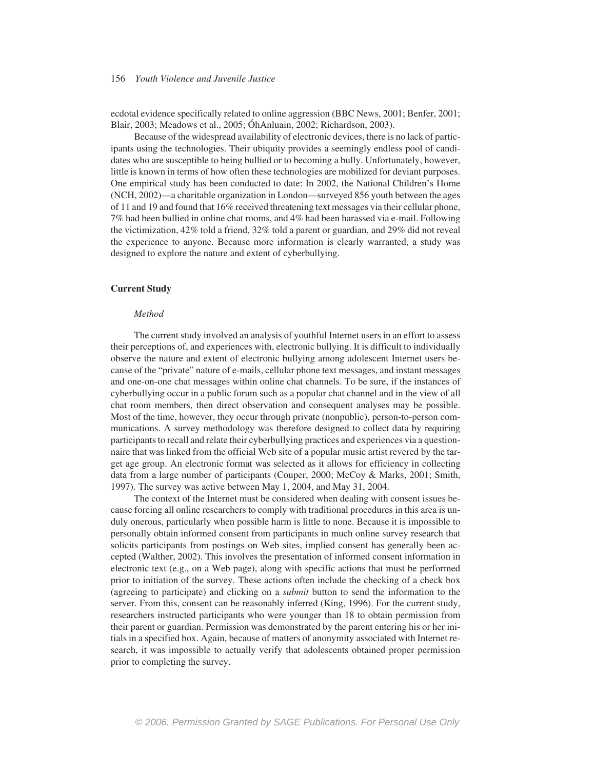ecdotal evidence specifically related to online aggression (BBC News, 2001; Benfer, 2001; Blair, 2003; Meadows et al., 2005; ÓhAnluain, 2002; Richardson, 2003).

Because of the widespread availability of electronic devices, there is no lack of participants using the technologies. Their ubiquity provides a seemingly endless pool of candidates who are susceptible to being bullied or to becoming a bully. Unfortunately, however, little is known in terms of how often these technologies are mobilized for deviant purposes. One empirical study has been conducted to date: In 2002, the National Children's Home (NCH, 2002)—a charitable organization in London—surveyed 856 youth between the ages of 11 and 19 and found that 16% received threatening text messages via their cellular phone, 7% had been bullied in online chat rooms, and 4% had been harassed via e-mail. Following the victimization, 42% told a friend, 32% told a parent or guardian, and 29% did not reveal the experience to anyone. Because more information is clearly warranted, a study was designed to explore the nature and extent of cyberbullying.

## Current Study

### *Method*

The current study involved an analysis of youthful Internet users in an effort to assess their perceptions of, and experiences with, electronic bullying. It is difficult to individually observe the nature and extent of electronic bullying among adolescent Internet users because of the "private" nature of e-mails, cellular phone text messages, and instant messages and one-on-one chat messages within online chat channels. To be sure, if the instances of cyberbullying occur in a public forum such as a popular chat channel and in the view of all chat room members, then direct observation and consequent analyses may be possible. Most of the time, however, they occur through private (nonpublic), person-to-person communications. A survey methodology was therefore designed to collect data by requiring participants to recall and relate their cyberbullying practices and experiences via a questionnaire that was linked from the official Web site of a popular music artist revered by the target age group. An electronic format was selected as it allows for efficiency in collecting data from a large number of participants (Couper, 2000; McCoy & Marks, 2001; Smith, 1997). The survey was active between May 1, 2004, and May 31, 2004.

The context of the Internet must be considered when dealing with consent issues because forcing all online researchers to comply with traditional procedures in this area is unduly onerous, particularly when possible harm is little to none. Because it is impossible to personally obtain informed consent from participants in much online survey research that solicits participants from postings on Web sites, implied consent has generally been accepted (Walther, 2002). This involves the presentation of informed consent information in electronic text (e.g., on a Web page), along with specific actions that must be performed prior to initiation of the survey. These actions often include the checking of a check box (agreeing to participate) and clicking on a *submit* button to send the information to the server. From this, consent can be reasonably inferred (King, 1996). For the current study, researchers instructed participants who were younger than 18 to obtain permission from their parent or guardian. Permission was demonstrated by the parent entering his or her initials in a specified box. Again, because of matters of anonymity associated with Internet research, it was impossible to actually verify that adolescents obtained proper permission prior to completing the survey.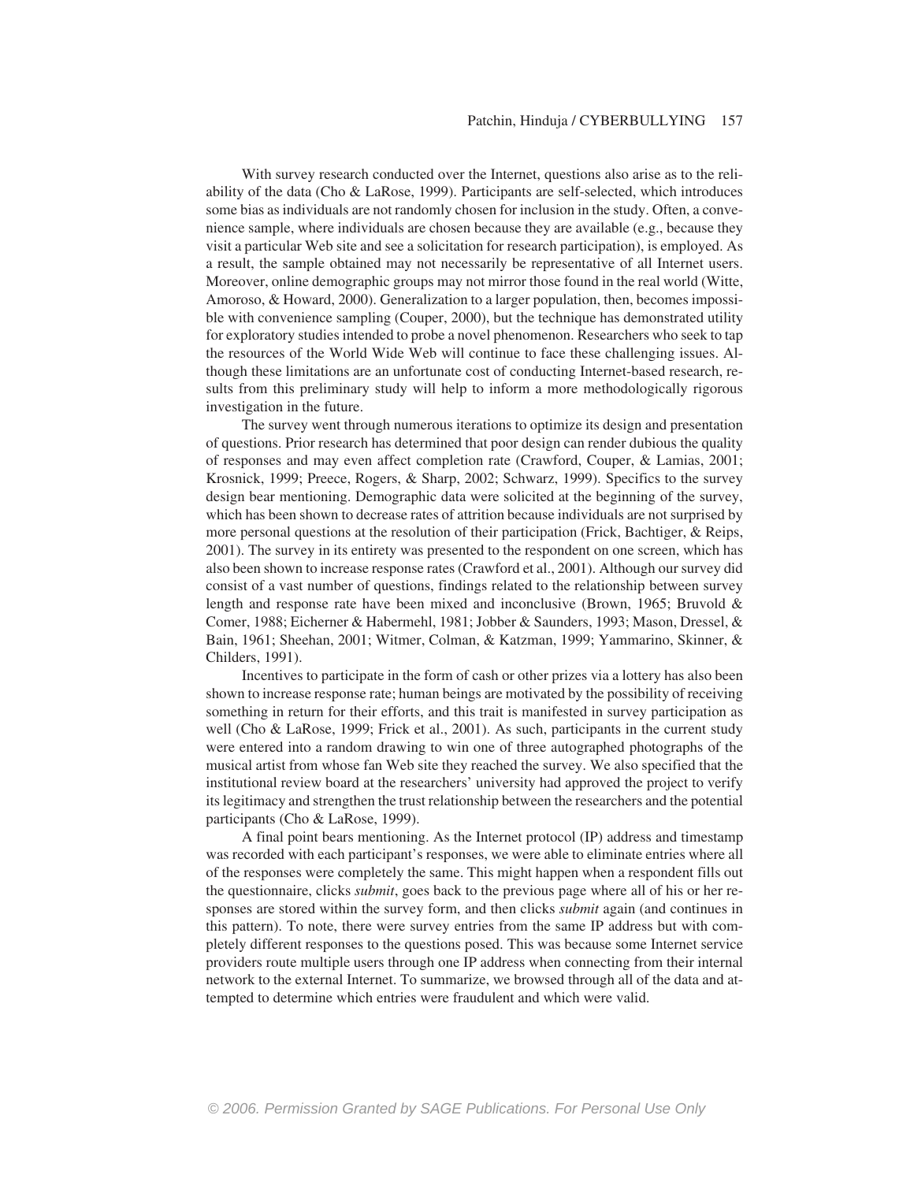With survey research conducted over the Internet, questions also arise as to the reliability of the data (Cho & LaRose, 1999). Participants are self-selected, which introduces some bias as individuals are not randomly chosen for inclusion in the study. Often, a convenience sample, where individuals are chosen because they are available (e.g., because they visit a particular Web site and see a solicitation for research participation), is employed. As a result, the sample obtained may not necessarily be representative of all Internet users. Moreover, online demographic groups may not mirror those found in the real world (Witte, Amoroso, & Howard, 2000). Generalization to a larger population, then, becomes impossible with convenience sampling (Couper, 2000), but the technique has demonstrated utility for exploratory studies intended to probe a novel phenomenon. Researchers who seek to tap the resources of the World Wide Web will continue to face these challenging issues. Although these limitations are an unfortunate cost of conducting Internet-based research, results from this preliminary study will help to inform a more methodologically rigorous investigation in the future.

The survey went through numerous iterations to optimize its design and presentation of questions. Prior research has determined that poor design can render dubious the quality of responses and may even affect completion rate (Crawford, Couper, & Lamias, 2001; Krosnick, 1999; Preece, Rogers, & Sharp, 2002; Schwarz, 1999). Specifics to the survey design bear mentioning. Demographic data were solicited at the beginning of the survey, which has been shown to decrease rates of attrition because individuals are not surprised by more personal questions at the resolution of their participation (Frick, Bachtiger, & Reips, 2001). The survey in its entirety was presented to the respondent on one screen, which has also been shown to increase response rates (Crawford et al., 2001). Although our survey did consist of a vast number of questions, findings related to the relationship between survey length and response rate have been mixed and inconclusive (Brown, 1965; Bruvold & Comer, 1988; Eicherner & Habermehl, 1981; Jobber & Saunders, 1993; Mason, Dressel, & Bain, 1961; Sheehan, 2001; Witmer, Colman, & Katzman, 1999; Yammarino, Skinner, & Childers, 1991).

Incentives to participate in the form of cash or other prizes via a lottery has also been shown to increase response rate; human beings are motivated by the possibility of receiving something in return for their efforts, and this trait is manifested in survey participation as well (Cho & LaRose, 1999; Frick et al., 2001). As such, participants in the current study were entered into a random drawing to win one of three autographed photographs of the musical artist from whose fan Web site they reached the survey. We also specified that the institutional review board at the researchers' university had approved the project to verify its legitimacy and strengthen the trust relationship between the researchers and the potential participants (Cho & LaRose, 1999).

A final point bears mentioning. As the Internet protocol (IP) address and timestamp was recorded with each participant's responses, we were able to eliminate entries where all of the responses were completely the same. This might happen when a respondent fills out the questionnaire, clicks *submit*, goes back to the previous page where all of his or her responses are stored within the survey form, and then clicks *submit* again (and continues in this pattern). To note, there were survey entries from the same IP address but with completely different responses to the questions posed. This was because some Internet service providers route multiple users through one IP address when connecting from their internal network to the external Internet. To summarize, we browsed through all of the data and attempted to determine which entries were fraudulent and which were valid.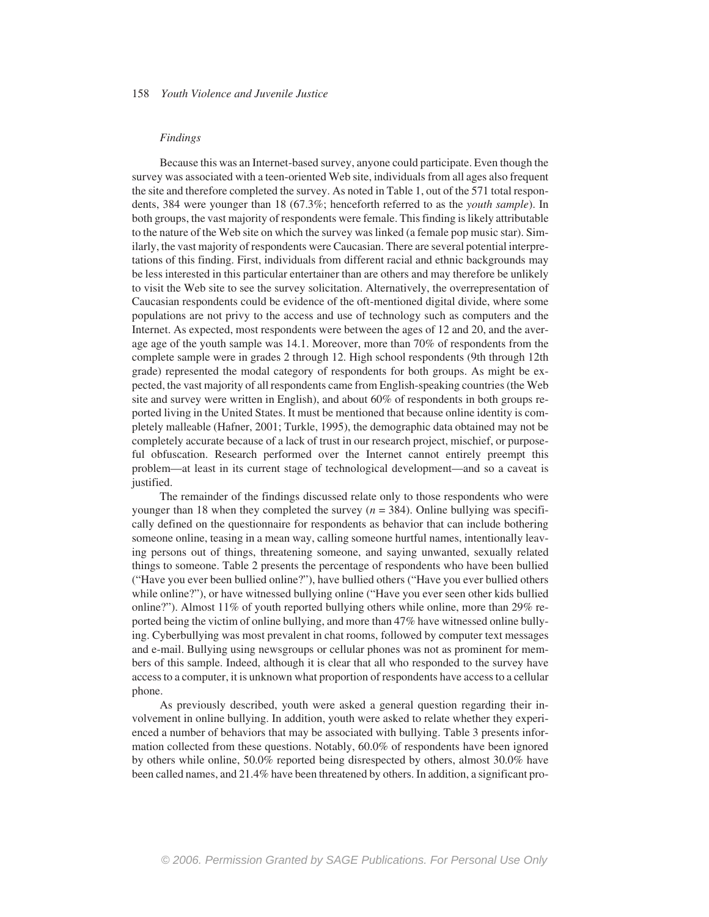*Findings*

Because this was an Internet-based survey, anyone could participate. Even though the survey was associated with a teen-oriented Web site, individuals from all ages also frequent the site and therefore completed the survey. As noted in Table 1, out of the 571 total respondents, 384 were younger than 18 (67.3%; henceforth referred to as the *youth sample*). In both groups, the vast majority of respondents were female. This finding is likely attributable to the nature of the Web site on which the survey was linked (a female pop music star). Similarly, the vast majority of respondents were Caucasian. There are several potential interpretations of this finding. First, individuals from different racial and ethnic backgrounds may be less interested in this particular entertainer than are others and may therefore be unlikely to visit the Web site to see the survey solicitation. Alternatively, the overrepresentation of Caucasian respondents could be evidence of the oft-mentioned digital divide, where some populations are not privy to the access and use of technology such as computers and the Internet. As expected, most respondents were between the ages of 12 and 20, and the average age of the youth sample was 14.1. Moreover, more than 70% of respondents from the complete sample were in grades 2 through 12. High school respondents (9th through 12th grade) represented the modal category of respondents for both groups. As might be expected, the vast majority of all respondents came from English-speaking countries (the Web site and survey were written in English), and about 60% of respondents in both groups reported living in the United States. It must be mentioned that because online identity is completely malleable (Hafner, 2001; Turkle, 1995), the demographic data obtained may not be completely accurate because of a lack of trust in our research project, mischief, or purposeful obfuscation. Research performed over the Internet cannot entirely preempt this problem—at least in its current stage of technological development—and so a caveat is justified.

The remainder of the findings discussed relate only to those respondents who were younger than 18 when they completed the survey ($n$ = 384). Online bullying was specifically defined on the questionnaire for respondents as behavior that can include bothering someone online, teasing in a mean way, calling someone hurtful names, intentionally leaving persons out of things, threatening someone, and saying unwanted, sexually related things to someone. Table 2 presents the percentage of respondents who have been bullied ("Have you ever been bullied online?"), have bullied others ("Have you ever bullied others while online?"), or have witnessed bullying online ("Have you ever seen other kids bullied online?"). Almost 11% of youth reported bullying others while online, more than 29% reported being the victim of online bullying, and more than 47% have witnessed online bullying. Cyberbullying was most prevalent in chat rooms, followed by computer text messages and e-mail. Bullying using newsgroups or cellular phones was not as prominent for members of this sample. Indeed, although it is clear that all who responded to the survey have access to a computer, it is unknown what proportion of respondents have access to a cellular phone.

As previously described, youth were asked a general question regarding their involvement in online bullying. In addition, youth were asked to relate whether they experienced a number of behaviors that may be associated with bullying. Table 3 presents information collected from these questions. Notably, 60.0% of respondents have been ignored by others while online, 50.0% reported being disrespected by others, almost 30.0% have been called names, and 21.4% have been threatened by others. In addition, a significant pro-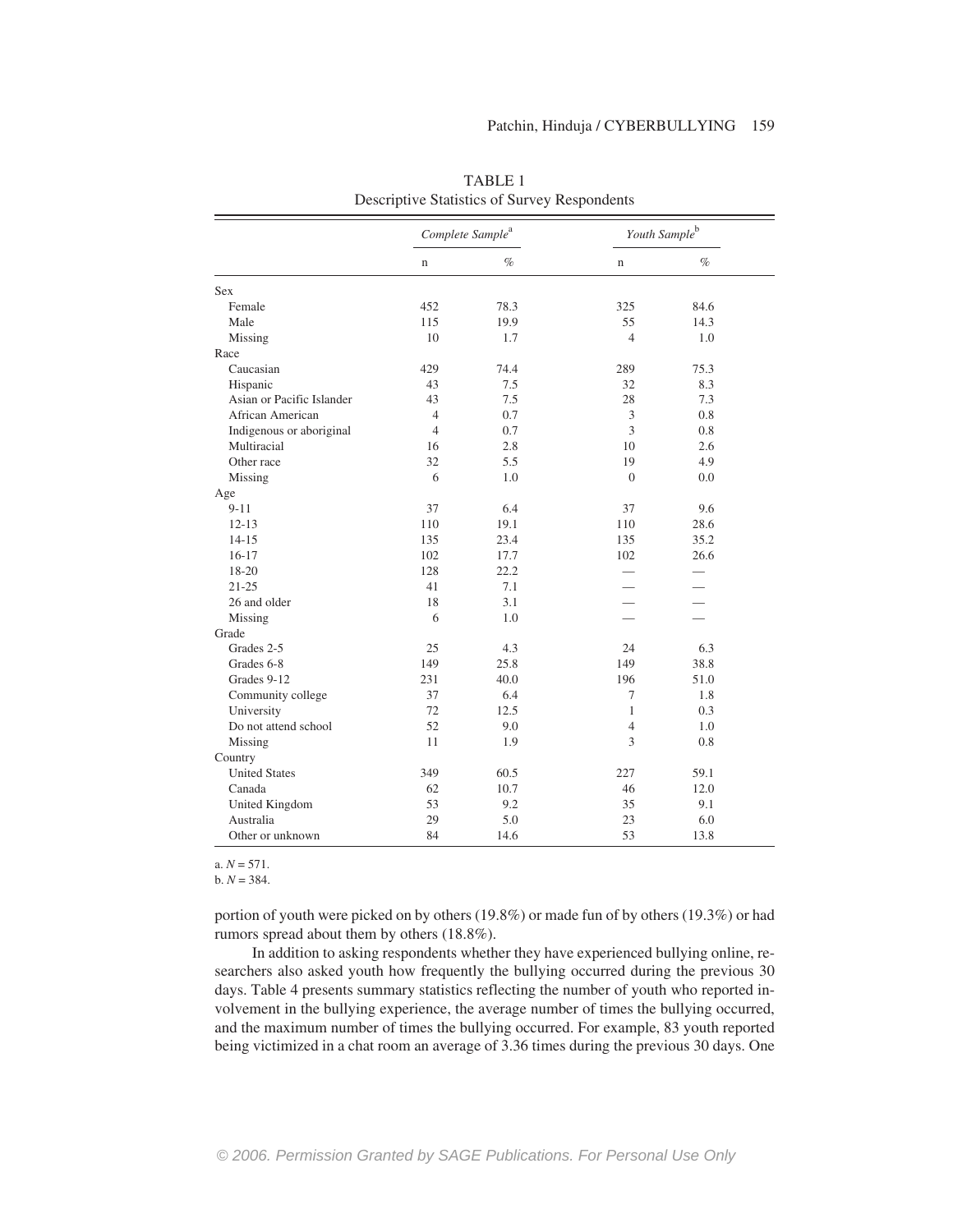TABLE 1
Descriptive Statistics of Survey Respondents

| | Complete Sample[a] | | Youth Sample[b] | |
|---|---|---|---|---|
| | n | % | n | % |
| Sex | | | | |
| Female | 452 | 78.3 | 325 | 84.6 |
| Male | 115 | 19.9 | 55 | 14.3 |
| Missing | 10 | 1.7 | 4 | 1.0 |
| Race | | | | |
| Caucasian | 429 | 74.4 | 289 | 75.3 |
| Hispanic | 43 | 7.5 | 32 | 8.3 |
| Asian or Pacific Islander | 43 | 7.5 | 28 | 7.3 |
| African American | 4 | 0.7 | 3 | 0.8 |
| Indigenous or aboriginal | 4 | 0.7 | 3 | 0.8 |
| Multiracial | 16 | 2.8 | 10 | 2.6 |
| Other race | 32 | 5.5 | 19 | 4.9 |
| Missing | 6 | 1.0 | 0 | 0.0 |
| Age | | | | |
| 9-11 | 37 | 6.4 | 37 | 9.6 |
| 12-13 | 110 | 19.1 | 110 | 28.6 |
| 14-15 | 135 | 23.4 | 135 | 35.2 |
| 16-17 | 102 | 17.7 | 102 | 26.6 |
| 18-20 | 128 | 22.2 | — | — |
| 21-25 | 41 | 7.1 | — | — |
| 26 and older | 18 | 3.1 | — | — |
| Missing | 6 | 1.0 | — | — |
| Grade | | | | |
| Grades 2-5 | 25 | 4.3 | 24 | 6.3 |
| Grades 6-8 | 149 | 25.8 | 149 | 38.8 |
| Grades 9-12 | 231 | 40.0 | 196 | 51.0 |
| Community college | 37 | 6.4 | 7 | 1.8 |
| University | 72 | 12.5 | 1 | 0.3 |
| Do not attend school | 52 | 9.0 | 4 | 1.0 |
| Missing | 11 | 1.9 | 3 | 0.8 |
| Country | | | | |
| United States | 349 | 60.5 | 227 | 59.1 |
| Canada | 62 | 10.7 | 46 | 12.0 |
| United Kingdom | 53 | 9.2 | 35 | 9.1 |
| Australia | 29 | 5.0 | 23 | 6.0 |
| Other or unknown | 84 | 14.6 | 53 | 13.8 |

a. $N = 571$.
b. $N = 384$.

portion of youth were picked on by others (19.8%) or made fun of by others (19.3%) or had rumors spread about them by others (18.8%).

In addition to asking respondents whether they have experienced bullying online, researchers also asked youth how frequently the bullying occurred during the previous 30 days. Table 4 presents summary statistics reflecting the number of youth who reported involvement in the bullying experience, the average number of times the bullying occurred, and the maximum number of times the bullying occurred. For example, 83 youth reported being victimized in a chat room an average of 3.36 times during the previous 30 days. One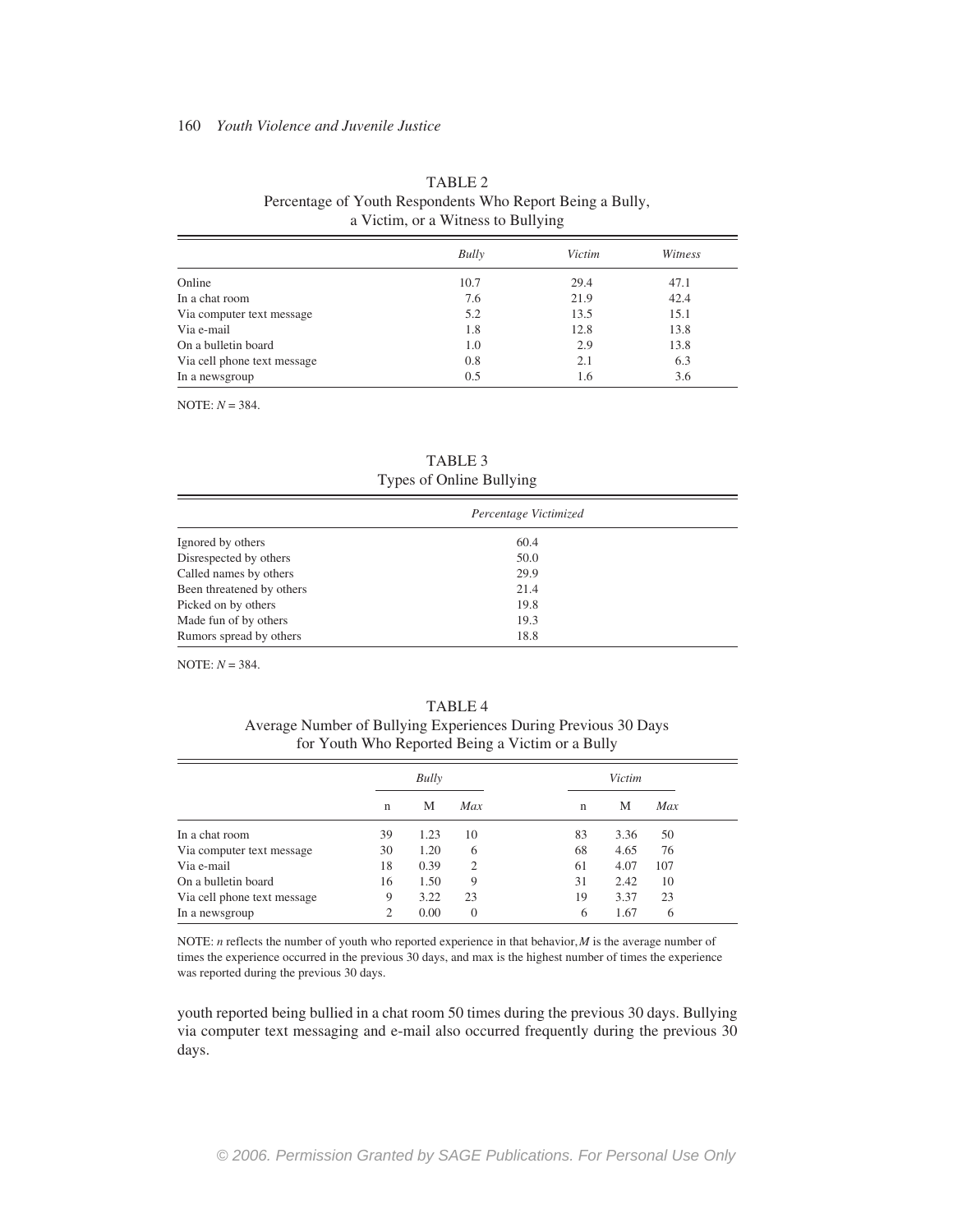TABLE 2
Percentage of Youth Respondents Who Report Being a Bully, a Victim, or a Witness to Bullying

| | *Bully* | *Victim* | *Witness* |
|---|---|---|---|
| Online | 10.7 | 29.4 | 47.1 |
| In a chat room | 7.6 | 21.9 | 42.4 |
| Via computer text message | 5.2 | 13.5 | 15.1 |
| Via e-mail | 1.8 | 12.8 | 13.8 |
| On a bulletin board | 1.0 | 2.9 | 13.8 |
| Via cell phone text message | 0.8 | 2.1 | 6.3 |
| In a newsgroup | 0.5 | 1.6 | 3.6 |

NOTE: *N* = 384.

TABLE 3
Types of Online Bullying

| | *Percentage Victimized* |
|---|---|
| Ignored by others | 60.4 |
| Disrespected by others | 50.0 |
| Called names by others | 29.9 |
| Been threatened by others | 21.4 |
| Picked on by others | 19.8 |
| Made fun of by others | 19.3 |
| Rumors spread by others | 18.8 |

NOTE: *N* = 384.

TABLE 4
Average Number of Bullying Experiences During Previous 30 Days for Youth Who Reported Being a Victim or a Bully

| | *Bully* | | | *Victim* | | |
|---|---|---|---|---|---|---|
| | n | M | *Max* | n | M | *Max* |
| In a chat room | 39 | 1.23 | 10 | 83 | 3.36 | 50 |
| Via computer text message | 30 | 1.20 | 6 | 68 | 4.65 | 76 |
| Via e-mail | 18 | 0.39 | 2 | 61 | 4.07 | 107 |
| On a bulletin board | 16 | 1.50 | 9 | 31 | 2.42 | 10 |
| Via cell phone text message | 9 | 3.22 | 23 | 19 | 3.37 | 23 |
| In a newsgroup | 2 | 0.00 | 0 | 6 | 1.67 | 6 |

NOTE: *n* reflects the number of youth who reported experience in that behavior, *M* is the average number of times the experience occurred in the previous 30 days, and max is the highest number of times the experience was reported during the previous 30 days.

youth reported being bullied in a chat room 50 times during the previous 30 days. Bullying via computer text messaging and e-mail also occurred frequently during the previous 30 days.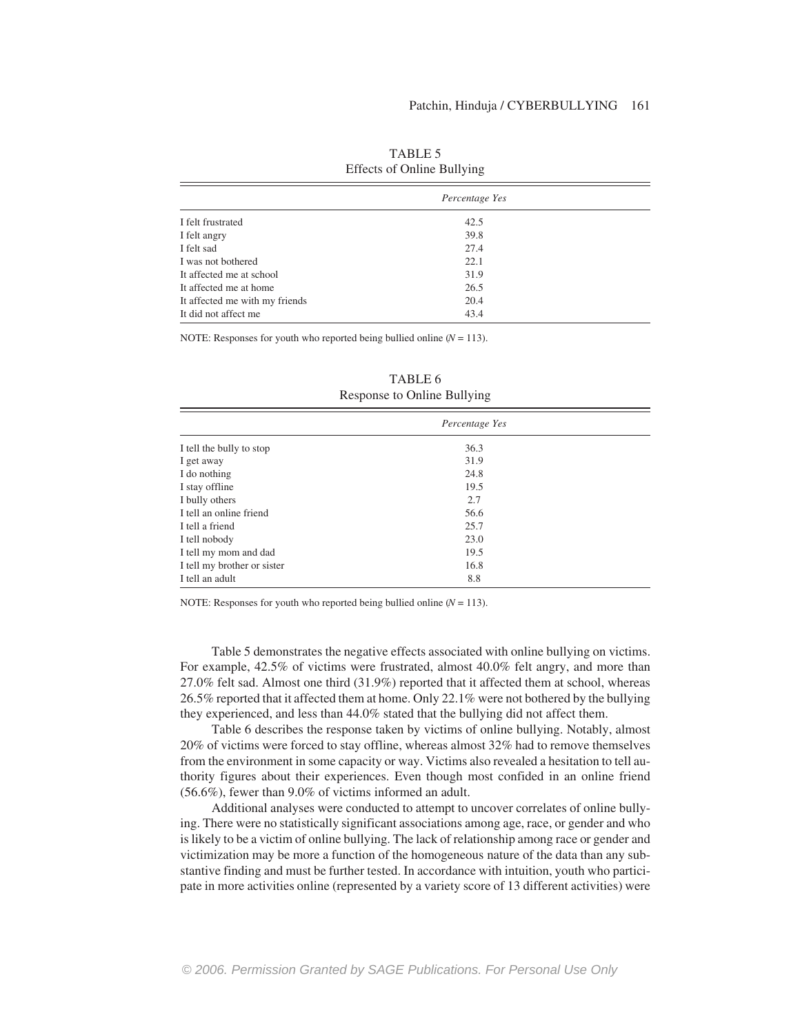TABLE 5
Effects of Online Bullying

| | Percentage Yes |
|---|---|
| I felt frustrated | 42.5 |
| I felt angry | 39.8 |
| I felt sad | 27.4 |
| I was not bothered | 22.1 |
| It affected me at school | 31.9 |
| It affected me at home | 26.5 |
| It affected me with my friends | 20.4 |
| It did not affect me | 43.4 |

NOTE: Responses for youth who reported being bullied online ($N = 113$).

TABLE 6
Response to Online Bullying

| | Percentage Yes |
|---|---|
| I tell the bully to stop | 36.3 |
| I get away | 31.9 |
| I do nothing | 24.8 |
| I stay offline | 19.5 |
| I bully others | 2.7 |
| I tell an online friend | 56.6 |
| I tell a friend | 25.7 |
| I tell nobody | 23.0 |
| I tell my mom and dad | 19.5 |
| I tell my brother or sister | 16.8 |
| I tell an adult | 8.8 |

NOTE: Responses for youth who reported being bullied online ($N = 113$).

Table 5 demonstrates the negative effects associated with online bullying on victims. For example, 42.5% of victims were frustrated, almost 40.0% felt angry, and more than 27.0% felt sad. Almost one third (31.9%) reported that it affected them at school, whereas 26.5% reported that it affected them at home. Only 22.1% were not bothered by the bullying they experienced, and less than 44.0% stated that the bullying did not affect them.

Table 6 describes the response taken by victims of online bullying. Notably, almost 20% of victims were forced to stay offline, whereas almost 32% had to remove themselves from the environment in some capacity or way. Victims also revealed a hesitation to tell authority figures about their experiences. Even though most confided in an online friend (56.6%), fewer than 9.0% of victims informed an adult.

Additional analyses were conducted to attempt to uncover correlates of online bullying. There were no statistically significant associations among age, race, or gender and who is likely to be a victim of online bullying. The lack of relationship among race or gender and victimization may be more a function of the homogeneous nature of the data than any substantive finding and must be further tested. In accordance with intuition, youth who participate in more activities online (represented by a variety score of 13 different activities) were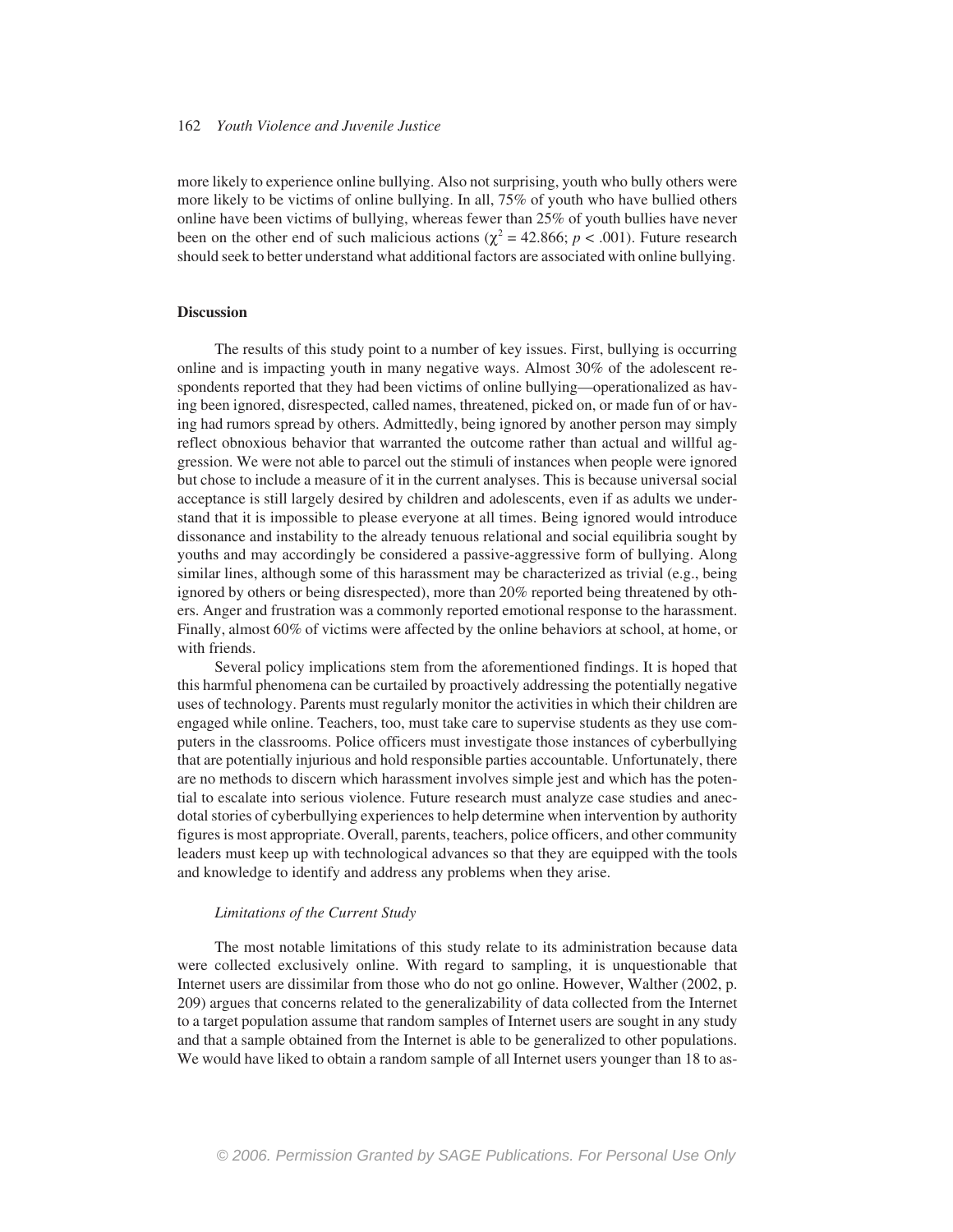more likely to experience online bullying. Also not surprising, youth who bully others were more likely to be victims of online bullying. In all, 75% of youth who have bullied others online have been victims of bullying, whereas fewer than 25% of youth bullies have never been on the other end of such malicious actions ($\chi^2 = 42.866$; $p < .001$). Future research should seek to better understand what additional factors are associated with online bullying.

## Discussion

The results of this study point to a number of key issues. First, bullying is occurring online and is impacting youth in many negative ways. Almost 30% of the adolescent respondents reported that they had been victims of online bullying—operationalized as having been ignored, disrespected, called names, threatened, picked on, or made fun of or having had rumors spread by others. Admittedly, being ignored by another person may simply reflect obnoxious behavior that warranted the outcome rather than actual and willful aggression. We were not able to parcel out the stimuli of instances when people were ignored but chose to include a measure of it in the current analyses. This is because universal social acceptance is still largely desired by children and adolescents, even if as adults we understand that it is impossible to please everyone at all times. Being ignored would introduce dissonance and instability to the already tenuous relational and social equilibria sought by youths and may accordingly be considered a passive-aggressive form of bullying. Along similar lines, although some of this harassment may be characterized as trivial (e.g., being ignored by others or being disrespected), more than 20% reported being threatened by others. Anger and frustration was a commonly reported emotional response to the harassment. Finally, almost 60% of victims were affected by the online behaviors at school, at home, or with friends.

Several policy implications stem from the aforementioned findings. It is hoped that this harmful phenomena can be curtailed by proactively addressing the potentially negative uses of technology. Parents must regularly monitor the activities in which their children are engaged while online. Teachers, too, must take care to supervise students as they use computers in the classrooms. Police officers must investigate those instances of cyberbullying that are potentially injurious and hold responsible parties accountable. Unfortunately, there are no methods to discern which harassment involves simple jest and which has the potential to escalate into serious violence. Future research must analyze case studies and anecdotal stories of cyberbullying experiences to help determine when intervention by authority figures is most appropriate. Overall, parents, teachers, police officers, and other community leaders must keep up with technological advances so that they are equipped with the tools and knowledge to identify and address any problems when they arise.

### *Limitations of the Current Study*

The most notable limitations of this study relate to its administration because data were collected exclusively online. With regard to sampling, it is unquestionable that Internet users are dissimilar from those who do not go online. However, Walther (2002, p. 209) argues that concerns related to the generalizability of data collected from the Internet to a target population assume that random samples of Internet users are sought in any study and that a sample obtained from the Internet is able to be generalized to other populations. We would have liked to obtain a random sample of all Internet users younger than 18 to as-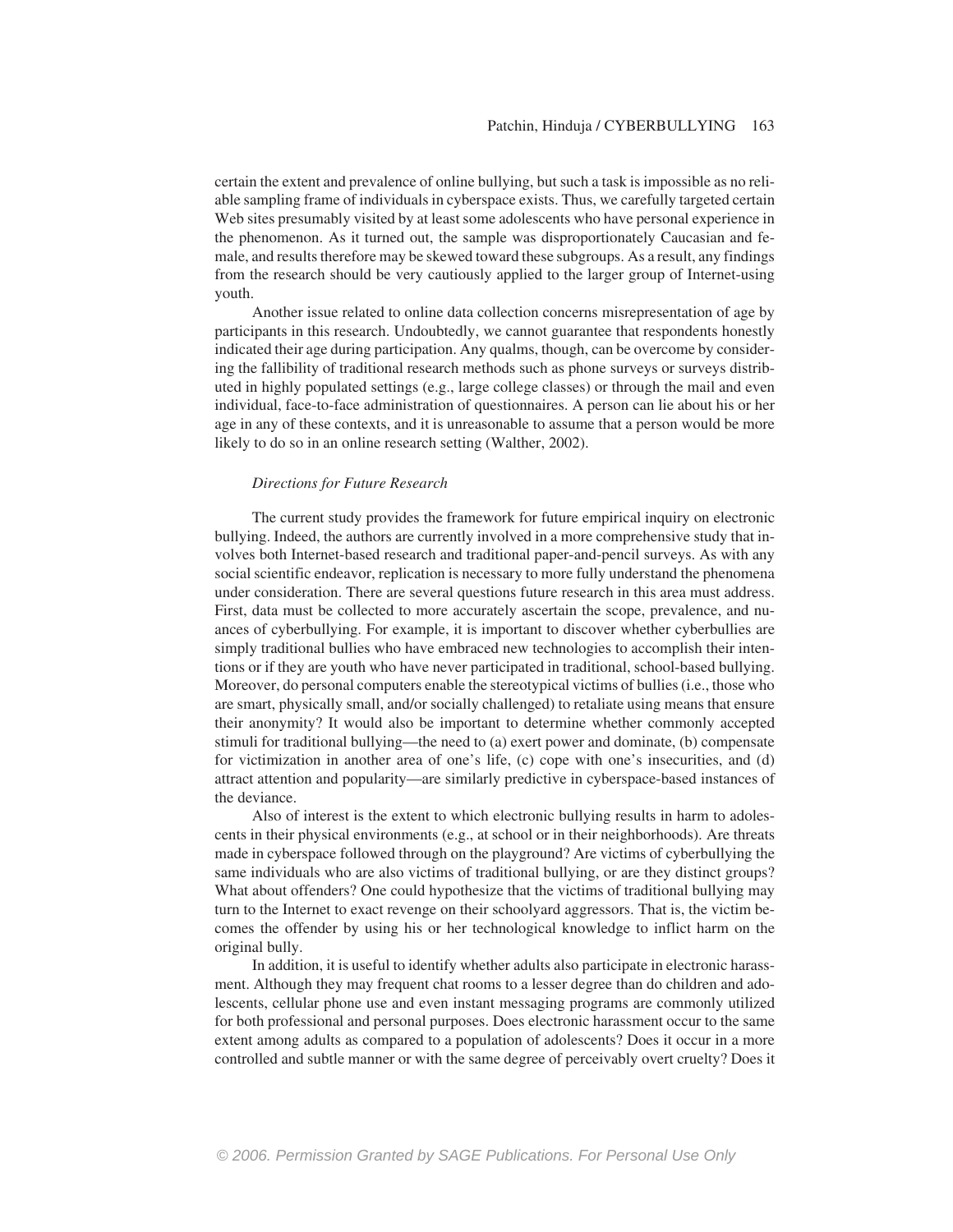certain the extent and prevalence of online bullying, but such a task is impossible as no reliable sampling frame of individuals in cyberspace exists. Thus, we carefully targeted certain Web sites presumably visited by at least some adolescents who have personal experience in the phenomenon. As it turned out, the sample was disproportionately Caucasian and female, and results therefore may be skewed toward these subgroups. As a result, any findings from the research should be very cautiously applied to the larger group of Internet-using youth.

Another issue related to online data collection concerns misrepresentation of age by participants in this research. Undoubtedly, we cannot guarantee that respondents honestly indicated their age during participation. Any qualms, though, can be overcome by considering the fallibility of traditional research methods such as phone surveys or surveys distributed in highly populated settings (e.g., large college classes) or through the mail and even individual, face-to-face administration of questionnaires. A person can lie about his or her age in any of these contexts, and it is unreasonable to assume that a person would be more likely to do so in an online research setting (Walther, 2002).

### *Directions for Future Research*

The current study provides the framework for future empirical inquiry on electronic bullying. Indeed, the authors are currently involved in a more comprehensive study that involves both Internet-based research and traditional paper-and-pencil surveys. As with any social scientific endeavor, replication is necessary to more fully understand the phenomena under consideration. There are several questions future research in this area must address. First, data must be collected to more accurately ascertain the scope, prevalence, and nuances of cyberbullying. For example, it is important to discover whether cyberbullies are simply traditional bullies who have embraced new technologies to accomplish their intentions or if they are youth who have never participated in traditional, school-based bullying. Moreover, do personal computers enable the stereotypical victims of bullies (i.e., those who are smart, physically small, and/or socially challenged) to retaliate using means that ensure their anonymity? It would also be important to determine whether commonly accepted stimuli for traditional bullying—the need to (a) exert power and dominate, (b) compensate for victimization in another area of one's life, (c) cope with one's insecurities, and (d) attract attention and popularity—are similarly predictive in cyberspace-based instances of the deviance.

Also of interest is the extent to which electronic bullying results in harm to adolescents in their physical environments (e.g., at school or in their neighborhoods). Are threats made in cyberspace followed through on the playground? Are victims of cyberbullying the same individuals who are also victims of traditional bullying, or are they distinct groups? What about offenders? One could hypothesize that the victims of traditional bullying may turn to the Internet to exact revenge on their schoolyard aggressors. That is, the victim becomes the offender by using his or her technological knowledge to inflict harm on the original bully.

In addition, it is useful to identify whether adults also participate in electronic harassment. Although they may frequent chat rooms to a lesser degree than do children and adolescents, cellular phone use and even instant messaging programs are commonly utilized for both professional and personal purposes. Does electronic harassment occur to the same extent among adults as compared to a population of adolescents? Does it occur in a more controlled and subtle manner or with the same degree of perceivably overt cruelty? Does it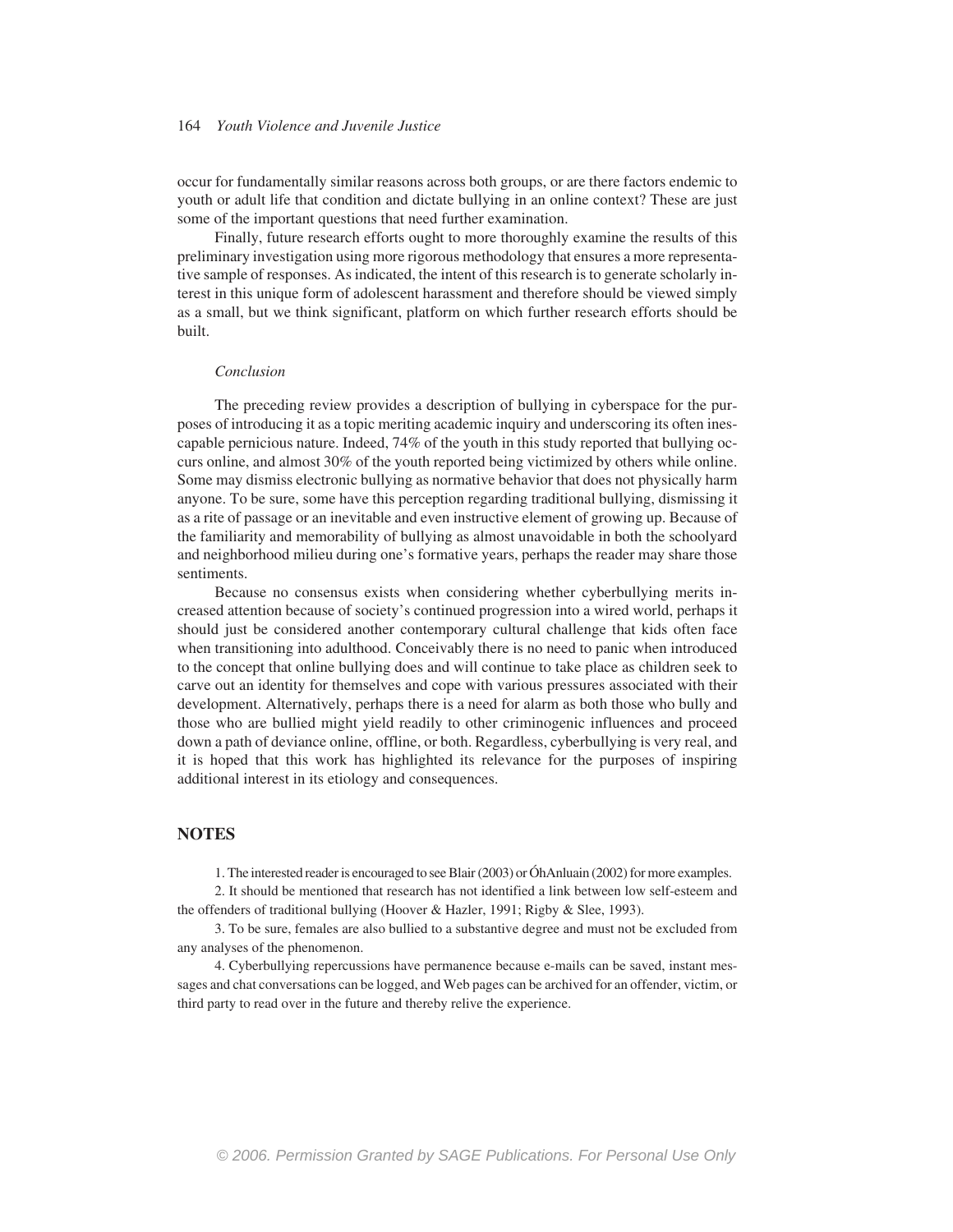occur for fundamentally similar reasons across both groups, or are there factors endemic to youth or adult life that condition and dictate bullying in an online context? These are just some of the important questions that need further examination.

Finally, future research efforts ought to more thoroughly examine the results of this preliminary investigation using more rigorous methodology that ensures a more representative sample of responses. As indicated, the intent of this research is to generate scholarly interest in this unique form of adolescent harassment and therefore should be viewed simply as a small, but we think significant, platform on which further research efforts should be built.

### *Conclusion*

The preceding review provides a description of bullying in cyberspace for the purposes of introducing it as a topic meriting academic inquiry and underscoring its often inescapable pernicious nature. Indeed, 74% of the youth in this study reported that bullying occurs online, and almost 30% of the youth reported being victimized by others while online. Some may dismiss electronic bullying as normative behavior that does not physically harm anyone. To be sure, some have this perception regarding traditional bullying, dismissing it as a rite of passage or an inevitable and even instructive element of growing up. Because of the familiarity and memorability of bullying as almost unavoidable in both the schoolyard and neighborhood milieu during one's formative years, perhaps the reader may share those sentiments.

Because no consensus exists when considering whether cyberbullying merits increased attention because of society's continued progression into a wired world, perhaps it should just be considered another contemporary cultural challenge that kids often face when transitioning into adulthood. Conceivably there is no need to panic when introduced to the concept that online bullying does and will continue to take place as children seek to carve out an identity for themselves and cope with various pressures associated with their development. Alternatively, perhaps there is a need for alarm as both those who bully and those who are bullied might yield readily to other criminogenic influences and proceed down a path of deviance online, offline, or both. Regardless, cyberbullying is very real, and it is hoped that this work has highlighted its relevance for the purposes of inspiring additional interest in its etiology and consequences.

## NOTES

1. The interested reader is encouraged to see Blair (2003) or ÓhAnluain (2002) for more examples.

2. It should be mentioned that research has not identified a link between low self-esteem and the offenders of traditional bullying (Hoover & Hazler, 1991; Rigby & Slee, 1993).

3. To be sure, females are also bullied to a substantive degree and must not be excluded from any analyses of the phenomenon.

4. Cyberbullying repercussions have permanence because e-mails can be saved, instant messages and chat conversations can be logged, and Web pages can be archived for an offender, victim, or third party to read over in the future and thereby relive the experience.

© 2006. Permission Granted by SAGE Publications. For Personal Use Only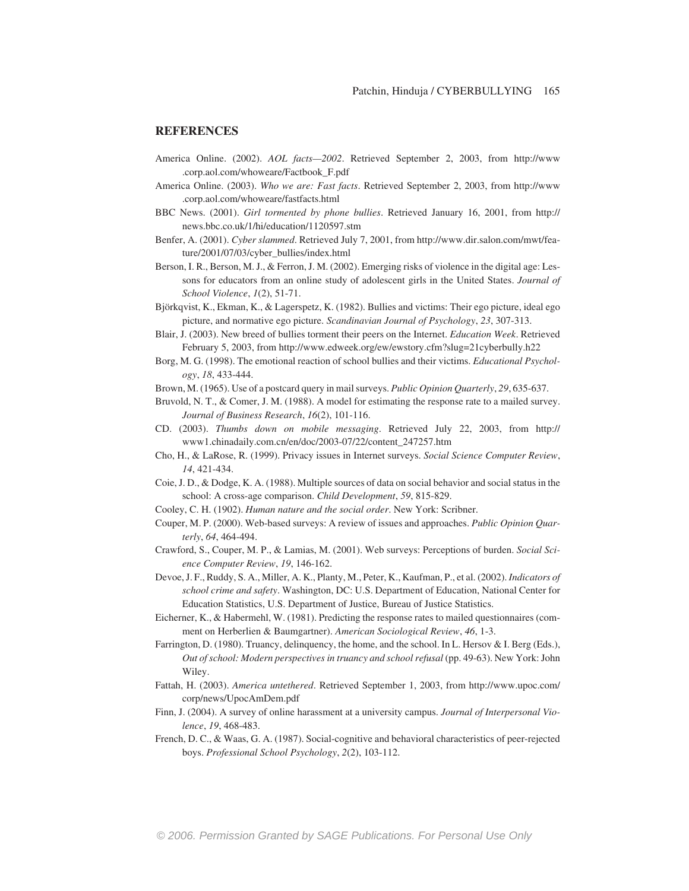## REFERENCES

America Online. (2002). *AOL facts—2002*. Retrieved September 2, 2003, from http://www.corp.aol.com/whoweare/Factbook_F.pdf

America Online. (2003). *Who we are: Fast facts*. Retrieved September 2, 2003, from http://www.corp.aol.com/whoweare/fastfacts.html

BBC News. (2001). *Girl tormented by phone bullies*. Retrieved January 16, 2001, from http://news.bbc.co.uk/1/hi/education/1120597.stm

Benfer, A. (2001). *Cyber slammed*. Retrieved July 7, 2001, from http://www.dir.salon.com/mwt/feature/2001/07/03/cyber_bullies/index.html

Berson, I. R., Berson, M. J., & Ferron, J. M. (2002). Emerging risks of violence in the digital age: Lessons for educators from an online study of adolescent girls in the United States. *Journal of School Violence*, *1*(2), 51-71.

Björkqvist, K., Ekman, K., & Lagerspetz, K. (1982). Bullies and victims: Their ego picture, ideal ego picture, and normative ego picture. *Scandinavian Journal of Psychology*, *23*, 307-313.

Blair, J. (2003). New breed of bullies torment their peers on the Internet. *Education Week*. Retrieved February 5, 2003, from http://www.edweek.org/ew/ewstory.cfm?slug=21cyberbully.h22

Borg, M. G. (1998). The emotional reaction of school bullies and their victims. *Educational Psychology*, *18*, 433-444.

Brown, M. (1965). Use of a postcard query in mail surveys. *Public Opinion Quarterly*, *29*, 635-637.

Bruvold, N. T., & Comer, J. M. (1988). A model for estimating the response rate to a mailed survey. *Journal of Business Research*, *16*(2), 101-116.

CD. (2003). *Thumbs down on mobile messaging*. Retrieved July 22, 2003, from http://www1.chinadaily.com.cn/en/doc/2003-07/22/content_247257.htm

Cho, H., & LaRose, R. (1999). Privacy issues in Internet surveys. *Social Science Computer Review*, *14*, 421-434.

Coie, J. D., & Dodge, K. A. (1988). Multiple sources of data on social behavior and social status in the school: A cross-age comparison. *Child Development*, *59*, 815-829.

Cooley, C. H. (1902). *Human nature and the social order*. New York: Scribner.

Couper, M. P. (2000). Web-based surveys: A review of issues and approaches. *Public Opinion Quarterly*, *64*, 464-494.

Crawford, S., Couper, M. P., & Lamias, M. (2001). Web surveys: Perceptions of burden. *Social Science Computer Review*, *19*, 146-162.

Devoe, J. F., Ruddy, S. A., Miller, A. K., Planty, M., Peter, K., Kaufman, P., et al. (2002). *Indicators of school crime and safety*. Washington, DC: U.S. Department of Education, National Center for Education Statistics, U.S. Department of Justice, Bureau of Justice Statistics.

Eicherner, K., & Habermehl, W. (1981). Predicting the response rates to mailed questionnaires (comment on Herberlien & Baumgartner). *American Sociological Review*, *46*, 1-3.

Farrington, D. (1980). Truancy, delinquency, the home, and the school. In L. Hersov & I. Berg (Eds.), *Out of school: Modern perspectives in truancy and school refusal* (pp. 49-63). New York: John Wiley.

Fattah, H. (2003). *America untethered*. Retrieved September 1, 2003, from http://www.upoc.com/corp/news/UpocAmDem.pdf

Finn, J. (2004). A survey of online harassment at a university campus. *Journal of Interpersonal Violence*, *19*, 468-483.

French, D. C., & Waas, G. A. (1987). Social-cognitive and behavioral characteristics of peer-rejected boys. *Professional School Psychology*, *2*(2), 103-112.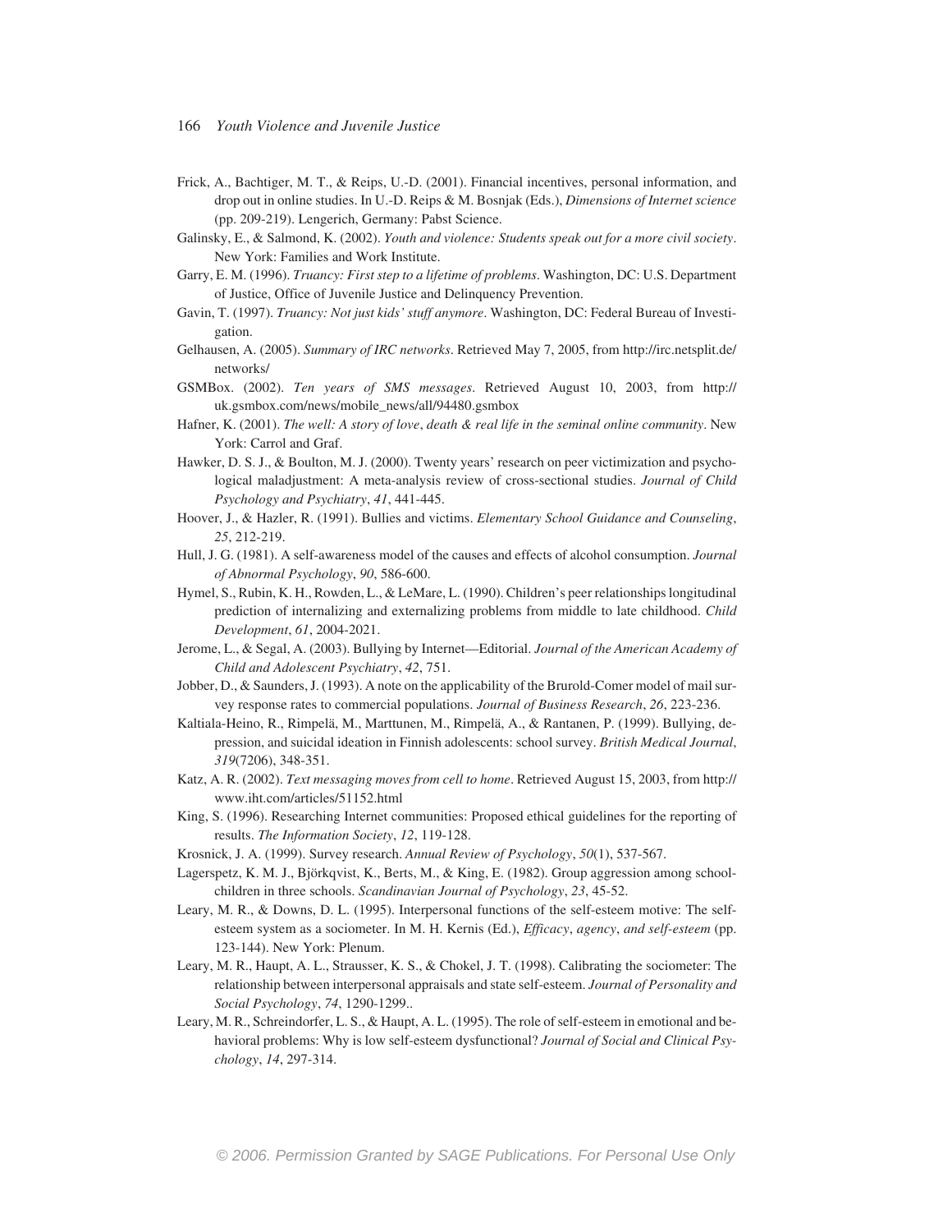Frick, A., Bachtiger, M. T., & Reips, U.-D. (2001). Financial incentives, personal information, and drop out in online studies. In U.-D. Reips & M. Bosnjak (Eds.), *Dimensions of Internet science* (pp. 209-219). Lengerich, Germany: Pabst Science.

Galinsky, E., & Salmond, K. (2002). *Youth and violence: Students speak out for a more civil society*. New York: Families and Work Institute.

Garry, E. M. (1996). *Truancy: First step to a lifetime of problems*. Washington, DC: U.S. Department of Justice, Office of Juvenile Justice and Delinquency Prevention.

Gavin, T. (1997). *Truancy: Not just kids' stuff anymore*. Washington, DC: Federal Bureau of Investigation.

Gelhausen, A. (2005). *Summary of IRC networks*. Retrieved May 7, 2005, from http://irc.netsplit.de/networks/

GSMBox. (2002). *Ten years of SMS messages*. Retrieved August 10, 2003, from http://uk.gsmbox.com/news/mobile_news/all/94480.gsmbox

Hafner, K. (2001). *The well: A story of love, death & real life in the seminal online community*. New York: Carrol and Graf.

Hawker, D. S. J., & Boulton, M. J. (2000). Twenty years' research on peer victimization and psychological maladjustment: A meta-analysis review of cross-sectional studies. *Journal of Child Psychology and Psychiatry*, *41*, 441-445.

Hoover, J., & Hazler, R. (1991). Bullies and victims. *Elementary School Guidance and Counseling*, *25*, 212-219.

Hull, J. G. (1981). A self-awareness model of the causes and effects of alcohol consumption. *Journal of Abnormal Psychology*, *90*, 586-600.

Hymel, S., Rubin, K. H., Rowden, L., & LeMare, L. (1990). Children's peer relationships longitudinal prediction of internalizing and externalizing problems from middle to late childhood. *Child Development*, *61*, 2004-2021.

Jerome, L., & Segal, A. (2003). Bullying by Internet—Editorial. *Journal of the American Academy of Child and Adolescent Psychiatry*, *42*, 751.

Jobber, D., & Saunders, J. (1993). A note on the applicability of the Brurold-Comer model of mail survey response rates to commercial populations. *Journal of Business Research*, *26*, 223-236.

Kaltiala-Heino, R., Rimpelä, M., Marttunen, M., Rimpelä, A., & Rantanen, P. (1999). Bullying, depression, and suicidal ideation in Finnish adolescents: school survey. *British Medical Journal*, *319*(7206), 348-351.

Katz, A. R. (2002). *Text messaging moves from cell to home*. Retrieved August 15, 2003, from http://www.iht.com/articles/51152.html

King, S. (1996). Researching Internet communities: Proposed ethical guidelines for the reporting of results. *The Information Society*, *12*, 119-128.

Krosnick, J. A. (1999). Survey research. *Annual Review of Psychology*, *50*(1), 537-567.

Lagerspetz, K. M. J., Björkqvist, K., Berts, M., & King, E. (1982). Group aggression among schoolchildren in three schools. *Scandinavian Journal of Psychology*, *23*, 45-52.

Leary, M. R., & Downs, D. L. (1995). Interpersonal functions of the self-esteem motive: The self-esteem system as a sociometer. In M. H. Kernis (Ed.), *Efficacy, agency, and self-esteem* (pp. 123-144). New York: Plenum.

Leary, M. R., Haupt, A. L., Strausser, K. S., & Chokel, J. T. (1998). Calibrating the sociometer: The relationship between interpersonal appraisals and state self-esteem. *Journal of Personality and Social Psychology*, *74*, 1290-1299..

Leary, M. R., Schreindorfer, L. S., & Haupt, A. L. (1995). The role of self-esteem in emotional and behavioral problems: Why is low self-esteem dysfunctional? *Journal of Social and Clinical Psychology*, *14*, 297-314.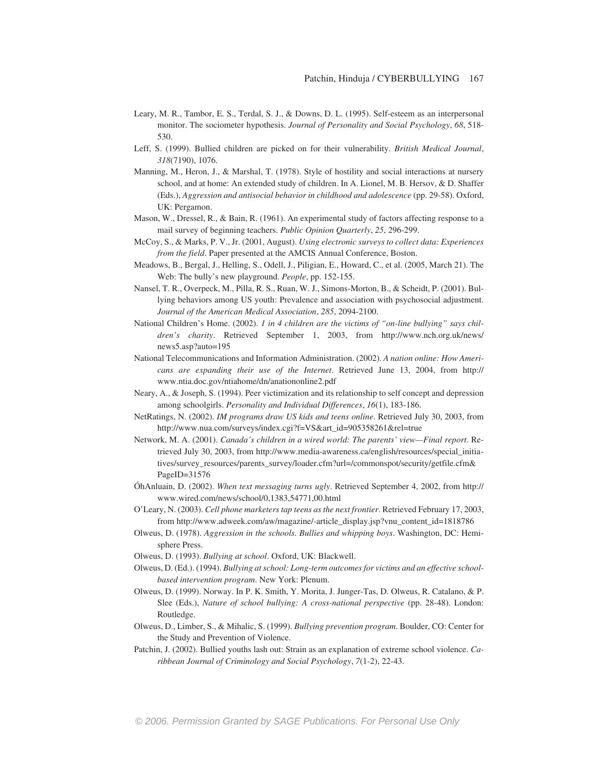Leary, M. R., Tambor, E. S., Terdal, S. J., & Downs, D. L. (1995). Self-esteem as an interpersonal monitor. The sociometer hypothesis. *Journal of Personality and Social Psychology*, *68*, 518-530.

Leff, S. (1999). Bullied children are picked on for their vulnerability. *British Medical Journal*, *318*(7190), 1076.

Manning, M., Heron, J., & Marshal, T. (1978). Style of hostility and social interactions at nursery school, and at home: An extended study of children. In A. Lionel, M. B. Hersov, & D. Shaffer (Eds.), *Aggression and antisocial behavior in childhood and adolescence* (pp. 29-58). Oxford, UK: Pergamon.

Mason, W., Dressel, R., & Bain, R. (1961). An experimental study of factors affecting response to a mail survey of beginning teachers. *Public Opinion Quarterly*, *25*, 296-299.

McCoy, S., & Marks, P. V., Jr. (2001, August). *Using electronic surveys to collect data: Experiences from the field*. Paper presented at the AMCIS Annual Conference, Boston.

Meadows, B., Bergal, J., Helling, S., Odell, J., Piligian, E., Howard, C., et al. (2005, March 21). The Web: The bully's new playground. *People*, pp. 152-155.

Nansel, T. R., Overpeck, M., Pilla, R. S., Ruan, W. J., Simons-Morton, B., & Scheidt, P. (2001). Bullying behaviors among US youth: Prevalence and association with psychosocial adjustment. *Journal of the American Medical Association*, *285*, 2094-2100.

National Children's Home. (2002). *1 in 4 children are the victims of "on-line bullying" says children's charity*. Retrieved September 1, 2003, from http://www.nch.org.uk/news/news5.asp?auto=195

National Telecommunications and Information Administration. (2002). *A nation online: How Americans are expanding their use of the Internet*. Retrieved June 13, 2004, from http://www.ntia.doc.gov/ntiahome/dn/anationonline2.pdf

Neary, A., & Joseph, S. (1994). Peer victimization and its relationship to self concept and depression among schoolgirls. *Personality and Individual Differences*, *16*(1), 183-186.

NetRatings, N. (2002). *IM programs draw US kids and teens online*. Retrieved July 30, 2003, from http://www.nua.com/surveys/index.cgi?f=VS&art_id=905358261&rel=true

Network, M. A. (2001). *Canada's children in a wired world: The parents' view—Final report*. Retrieved July 30, 2003, from http://www.media-awareness.ca/english/resources/special_initiatives/survey_resources/parents_survey/loader.cfm?url=/commonspot/security/getfile.cfm&PageID=31576

ÓhAnluain, D. (2002). *When text messaging turns ugly*. Retrieved September 4, 2002, from http://www.wired.com/news/school/0,1383,54771,00.html

O'Leary, N. (2003). *Cell phone marketers tap teens as the next frontier*. Retrieved February 17, 2003, from http://www.adweek.com/aw/magazine/-article_display.jsp?vnu_content_id=1818786

Olweus, D. (1978). *Aggression in the schools. Bullies and whipping boys*. Washington, DC: Hemisphere Press.

Olweus, D. (1993). *Bullying at school*. Oxford, UK: Blackwell.

Olweus, D. (Ed.). (1994). *Bullying at school: Long-term outcomes for victims and an effective school-based intervention program*. New York: Plenum.

Olweus, D. (1999). Norway. In P. K. Smith, Y. Morita, J. Junger-Tas, D. Olweus, R. Catalano, & P. Slee (Eds.), *Nature of school bullying: A cross-national perspective* (pp. 28-48). London: Routledge.

Olweus, D., Limber, S., & Mihalic, S. (1999). *Bullying prevention program*. Boulder, CO: Center for the Study and Prevention of Violence.

Patchin, J. (2002). Bullied youths lash out: Strain as an explanation of extreme school violence. *Caribbean Journal of Criminology and Social Psychology*, *7*(1-2), 22-43.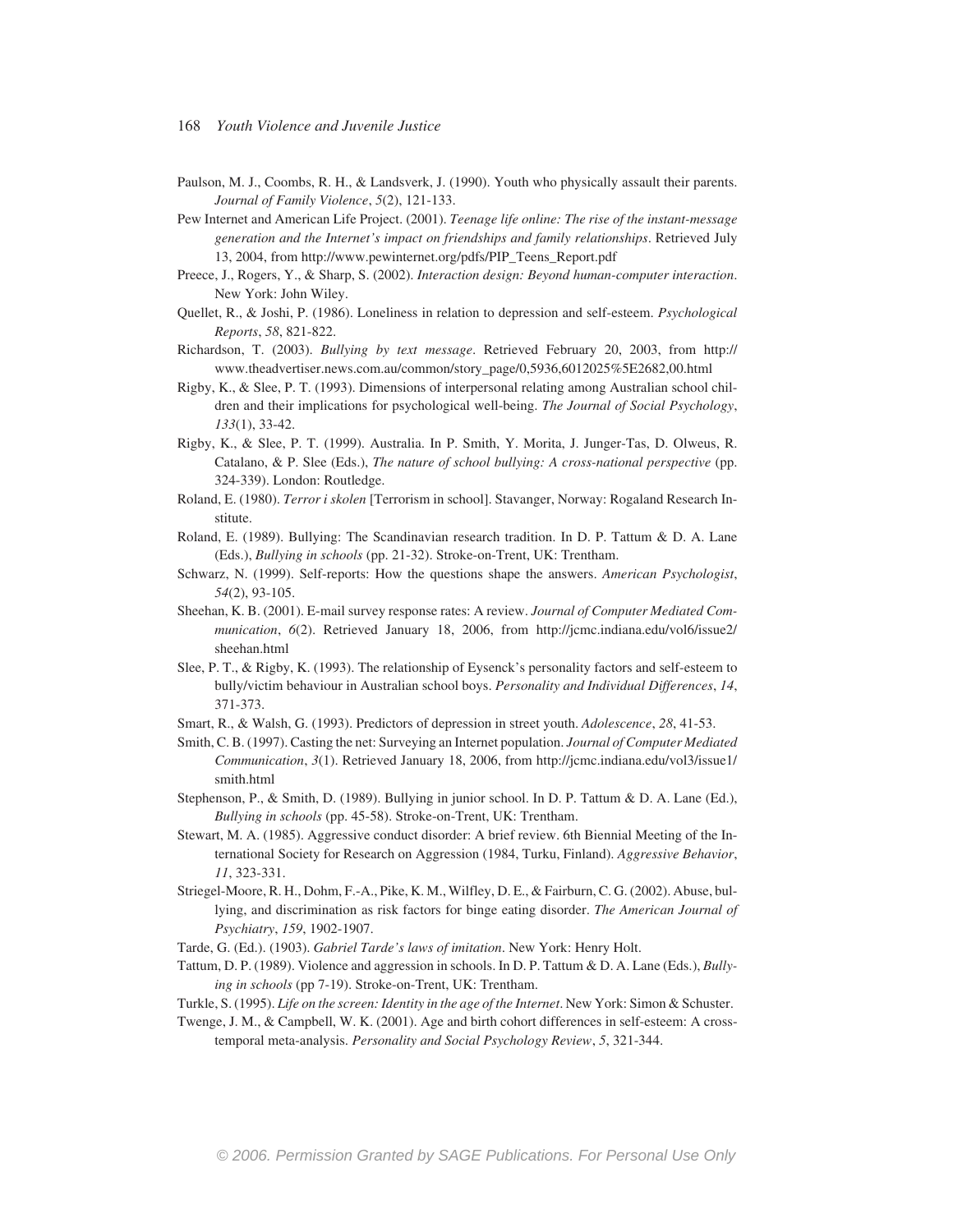Paulson, M. J., Coombs, R. H., & Landsverk, J. (1990). Youth who physically assault their parents. *Journal of Family Violence*, *5*(2), 121-133.

Pew Internet and American Life Project. (2001). *Teenage life online: The rise of the instant-message generation and the Internet's impact on friendships and family relationships*. Retrieved July 13, 2004, from http://www.pewinternet.org/pdfs/PIP_Teens_Report.pdf

Preece, J., Rogers, Y., & Sharp, S. (2002). *Interaction design: Beyond human-computer interaction*. New York: John Wiley.

Quellet, R., & Joshi, P. (1986). Loneliness in relation to depression and self-esteem. *Psychological Reports*, *58*, 821-822.

Richardson, T. (2003). *Bullying by text message*. Retrieved February 20, 2003, from http://www.theadvertiser.news.com.au/common/story_page/0,5936,6012025%5E2682,00.html

Rigby, K., & Slee, P. T. (1993). Dimensions of interpersonal relating among Australian school children and their implications for psychological well-being. *The Journal of Social Psychology*, *133*(1), 33-42.

Rigby, K., & Slee, P. T. (1999). Australia. In P. Smith, Y. Morita, J. Junger-Tas, D. Olweus, R. Catalano, & P. Slee (Eds.), *The nature of school bullying: A cross-national perspective* (pp. 324-339). London: Routledge.

Roland, E. (1980). *Terror i skolen* [Terrorism in school]. Stavanger, Norway: Rogaland Research Institute.

Roland, E. (1989). Bullying: The Scandinavian research tradition. In D. P. Tattum & D. A. Lane (Eds.), *Bullying in schools* (pp. 21-32). Stroke-on-Trent, UK: Trentham.

Schwarz, N. (1999). Self-reports: How the questions shape the answers. *American Psychologist*, *54*(2), 93-105.

Sheehan, K. B. (2001). E-mail survey response rates: A review. *Journal of Computer Mediated Communication*, *6*(2). Retrieved January 18, 2006, from http://jcmc.indiana.edu/vol6/issue2/sheehan.html

Slee, P. T., & Rigby, K. (1993). The relationship of Eysenck's personality factors and self-esteem to bully/victim behaviour in Australian school boys. *Personality and Individual Differences*, *14*, 371-373.

Smart, R., & Walsh, G. (1993). Predictors of depression in street youth. *Adolescence*, *28*, 41-53.

Smith, C. B. (1997). Casting the net: Surveying an Internet population. *Journal of Computer Mediated Communication*, *3*(1). Retrieved January 18, 2006, from http://jcmc.indiana.edu/vol3/issue1/smith.html

Stephenson, P., & Smith, D. (1989). Bullying in junior school. In D. P. Tattum & D. A. Lane (Ed.), *Bullying in schools* (pp. 45-58). Stroke-on-Trent, UK: Trentham.

Stewart, M. A. (1985). Aggressive conduct disorder: A brief review. 6th Biennial Meeting of the International Society for Research on Aggression (1984, Turku, Finland). *Aggressive Behavior*, *11*, 323-331.

Striegel-Moore, R. H., Dohm, F.-A., Pike, K. M., Wilfley, D. E., & Fairburn, C. G. (2002). Abuse, bullying, and discrimination as risk factors for binge eating disorder. *The American Journal of Psychiatry*, *159*, 1902-1907.

Tarde, G. (Ed.). (1903). *Gabriel Tarde's laws of imitation*. New York: Henry Holt.

Tattum, D. P. (1989). Violence and aggression in schools. In D. P. Tattum & D. A. Lane (Eds.), *Bullying in schools* (pp 7-19). Stroke-on-Trent, UK: Trentham.

Turkle, S. (1995). *Life on the screen: Identity in the age of the Internet*. New York: Simon & Schuster.

Twenge, J. M., & Campbell, W. K. (2001). Age and birth cohort differences in self-esteem: A cross-temporal meta-analysis. *Personality and Social Psychology Review*, *5*, 321-344.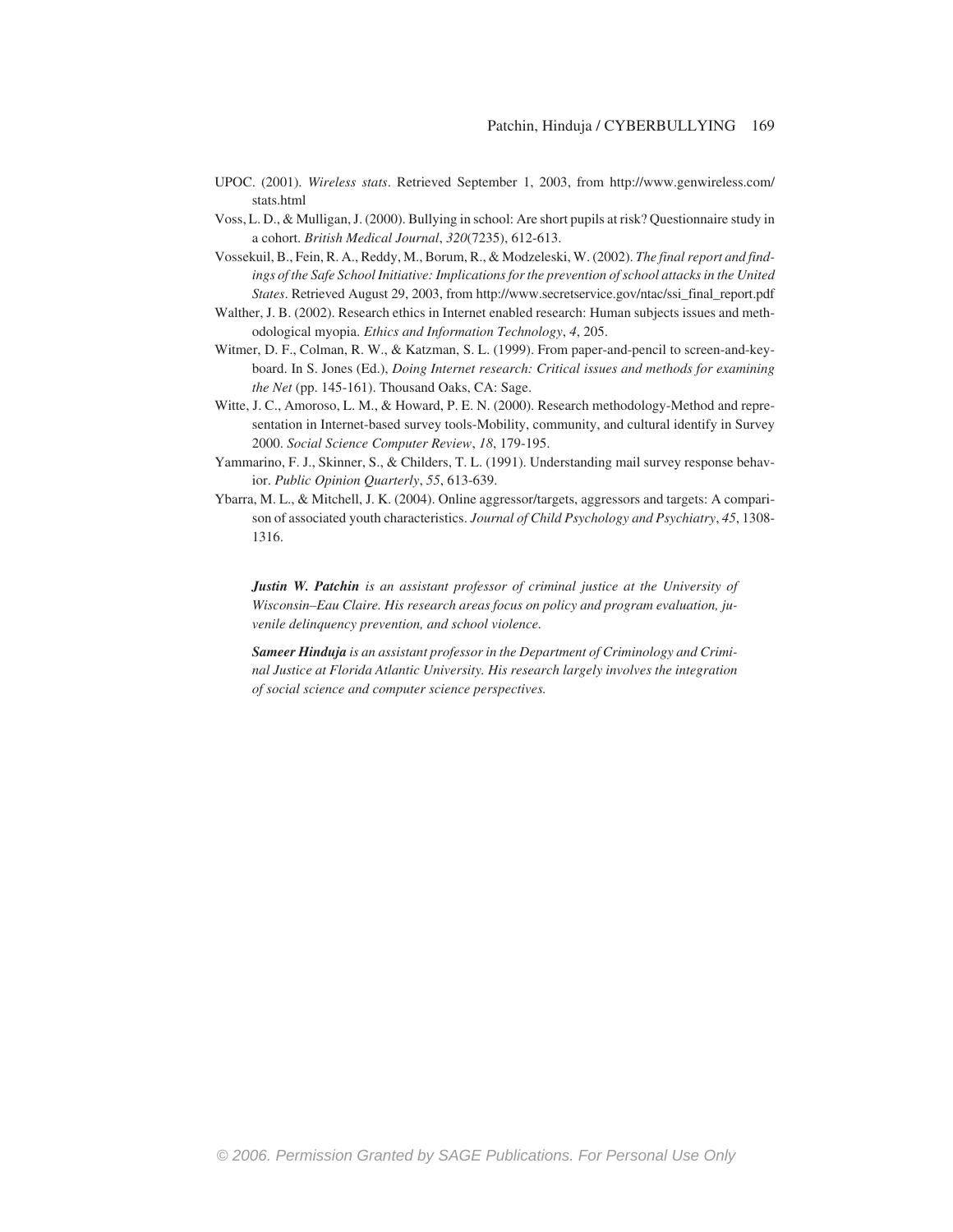UPOC. (2001). *Wireless stats*. Retrieved September 1, 2003, from http://www.genwireless.com/stats.html

Voss, L. D., & Mulligan, J. (2000). Bullying in school: Are short pupils at risk? Questionnaire study in a cohort. *British Medical Journal*, *320*(7235), 612-613.

Vossekuil, B., Fein, R. A., Reddy, M., Borum, R., & Modzeleski, W. (2002). *The final report and findings of the Safe School Initiative: Implications for the prevention of school attacks in the United States*. Retrieved August 29, 2003, from http://www.secretservice.gov/ntac/ssi_final_report.pdf

Walther, J. B. (2002). Research ethics in Internet enabled research: Human subjects issues and methodological myopia. *Ethics and Information Technology*, *4*, 205.

Witmer, D. F., Colman, R. W., & Katzman, S. L. (1999). From paper-and-pencil to screen-and-keyboard. In S. Jones (Ed.), *Doing Internet research: Critical issues and methods for examining the Net* (pp. 145-161). Thousand Oaks, CA: Sage.

Witte, J. C., Amoroso, L. M., & Howard, P. E. N. (2000). Research methodology-Method and representation in Internet-based survey tools-Mobility, community, and cultural identify in Survey 2000. *Social Science Computer Review*, *18*, 179-195.

Yammarino, F. J., Skinner, S., & Childers, T. L. (1991). Understanding mail survey response behavior. *Public Opinion Quarterly*, *55*, 613-639.

Ybarra, M. L., & Mitchell, J. K. (2004). Online aggressor/targets, aggressors and targets: A comparison of associated youth characteristics. *Journal of Child Psychology and Psychiatry*, *45*, 1308-1316.

***Justin W. Patchin*** *is an assistant professor of criminal justice at the University of Wisconsin–Eau Claire. His research areas focus on policy and program evaluation, juvenile delinquency prevention, and school violence.*

***Sameer Hinduja*** *is an assistant professor in the Department of Criminology and Criminal Justice at Florida Atlantic University. His research largely involves the integration of social science and computer science perspectives.*

© 2006. Permission Granted by SAGE Publications. For Personal Use Only